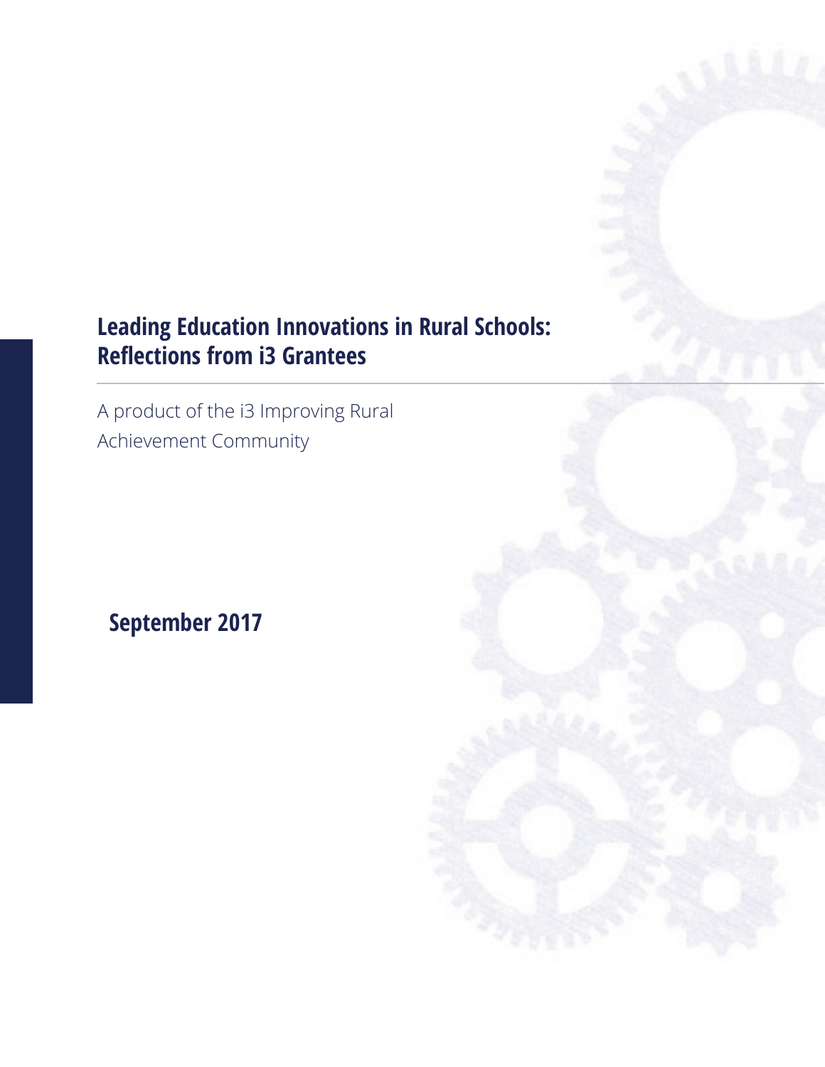# Leading Education Innovations in Rural Schools: Reflections from i3 Grantees

A product of the i3 Improving Rural Achievement Community

**September 2017**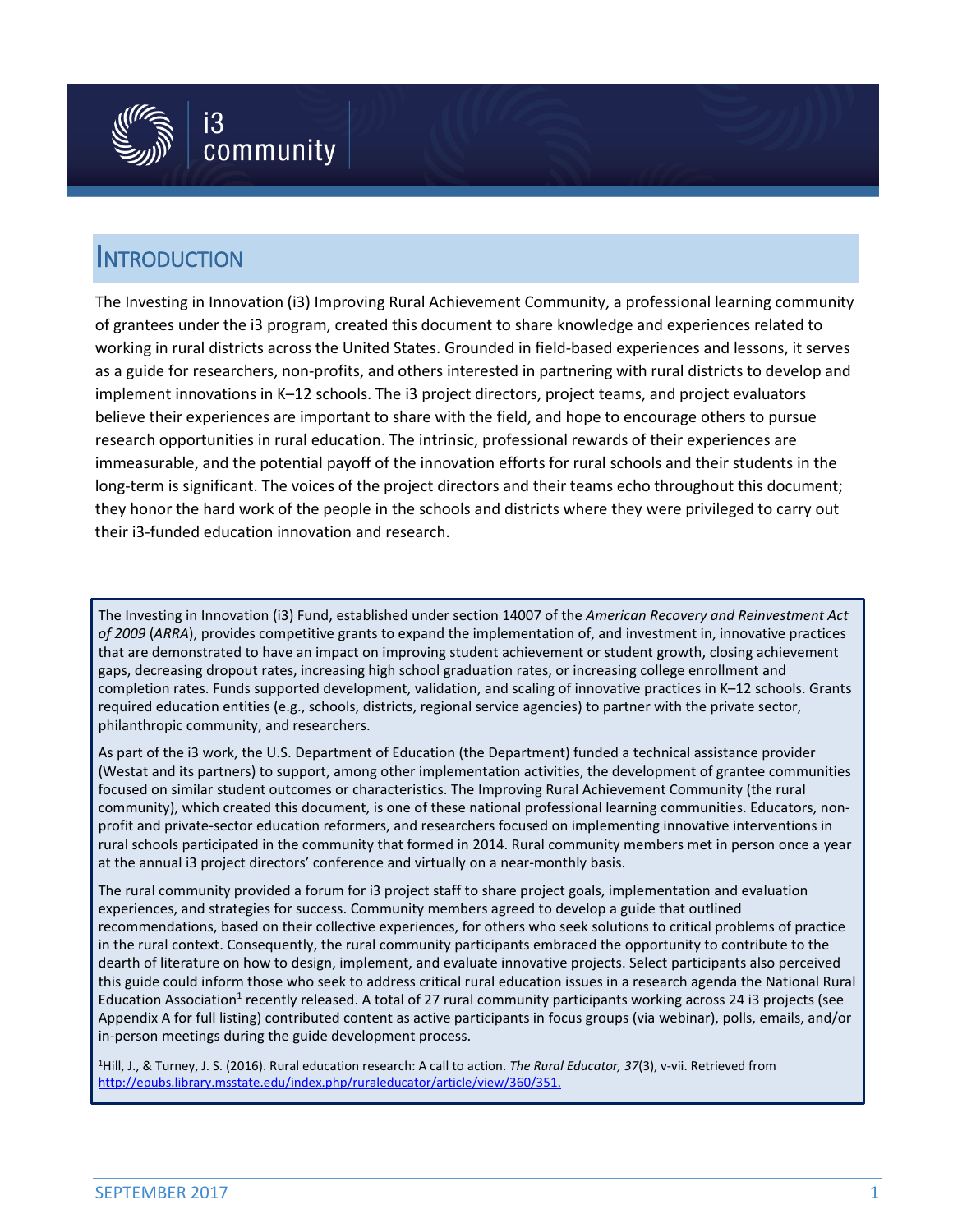## Introduction

The Investing in Innovation (i3) Improving Rural Achievement Community, a professional learning community of grantees under the i3 program, created this document to share knowledge and experiences related to working in rural districts across the United States. Grounded in field-based experiences and lessons, it serves as a guide for researchers, non-profits, and others interested in partnering with rural districts to develop and implement innovations in K–12 schools. The i3 project directors, project teams, and project evaluators believe their experiences are important to share with the field, and hope to encourage others to pursue research opportunities in rural education. The intrinsic, professional rewards of their experiences are immeasurable, and the potential payoff of the innovation efforts for rural schools and their students in the long-term is significant. The voices of the project directors and their teams echo throughout this document; they honor the hard work of the people in the schools and districts where they were privileged to carry out their i3-funded education innovation and research.

The Investing in Innovation (i3) Fund, established under section 14007 of the *American Recovery and Reinvestment Act of 2009* (*ARRA*), provides competitive grants to expand the implementation of, and investment in, innovative practices that are demonstrated to have an impact on improving student achievement or student growth, closing achievement gaps, decreasing dropout rates, increasing high school graduation rates, or increasing college enrollment and completion rates. Funds supported development, validation, and scaling of innovative practices in K–12 schools. Grants required education entities (e.g., schools, districts, regional service agencies) to partner with the private sector, philanthropic community, and researchers.

As part of the i3 work, the U.S. Department of Education (the Department) funded a technical assistance provider (Westat and its partners) to support, among other implementation activities, the development of grantee communities focused on similar student outcomes or characteristics. The Improving Rural Achievement Community (the rural community), which created this document, is one of these national professional learning communities. Educators, non-profit and private-sector education reformers, and researchers focused on implementing innovative interventions in rural schools participated in the community that formed in 2014. Rural community members met in person once a year at the annual i3 project directors' conference and virtually on a near-monthly basis.

The rural community provided a forum for i3 project staff to share project goals, implementation and evaluation experiences, and strategies for success. Community members agreed to develop a guide that outlined recommendations, based on their collective experiences, for others who seek solutions to critical problems of practice in the rural context. Consequently, the rural community participants embraced the opportunity to contribute to the dearth of literature on how to design, implement, and evaluate innovative projects. Select participants also perceived this guide could inform those who seek to address critical rural education issues in a research agenda the National Rural Education Association[1] recently released. A total of 27 rural community participants working across 24 i3 projects (see Appendix A for full listing) contributed content as active participants in focus groups (via webinar), polls, emails, and/or in-person meetings during the guide development process.

[1]Hill, J., & Turney, J. S. (2016). Rural education research: A call to action. *The Rural Educator, 37*(3), v-vii. Retrieved from http://epubs.library.msstate.edu/index.php/ruraleducator/article/view/360/351.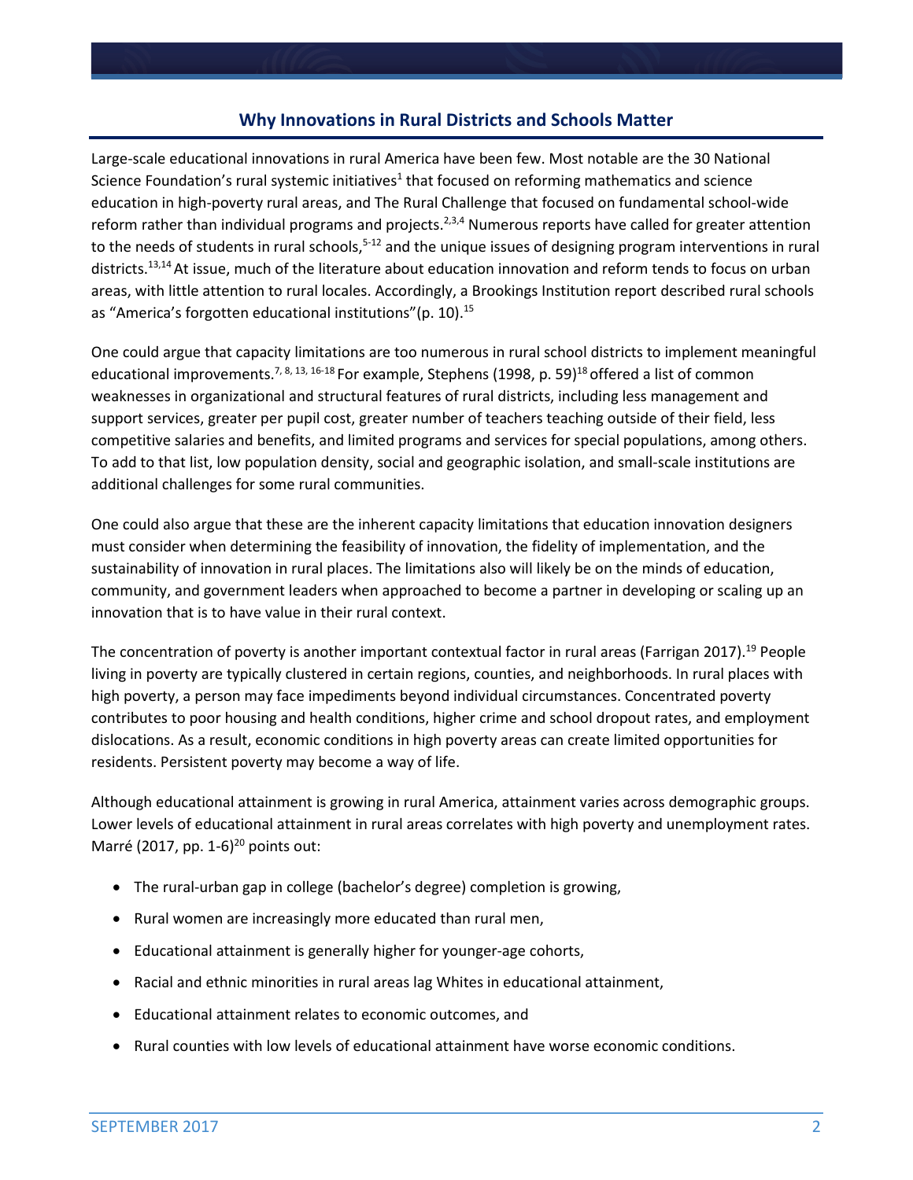## Why Innovations in Rural Districts and Schools Matter

Large-scale educational innovations in rural America have been few. Most notable are the 30 National Science Foundation's rural systemic initiatives[1] that focused on reforming mathematics and science education in high-poverty rural areas, and The Rural Challenge that focused on fundamental school-wide reform rather than individual programs and projects.[2,3,4] Numerous reports have called for greater attention to the needs of students in rural schools,[5-12] and the unique issues of designing program interventions in rural districts.[13,14] At issue, much of the literature about education innovation and reform tends to focus on urban areas, with little attention to rural locales. Accordingly, a Brookings Institution report described rural schools as "America's forgotten educational institutions"(p. 10).[15]

One could argue that capacity limitations are too numerous in rural school districts to implement meaningful educational improvements.[7, 8, 13, 16-18] For example, Stephens (1998, p. 59)[18] offered a list of common weaknesses in organizational and structural features of rural districts, including less management and support services, greater per pupil cost, greater number of teachers teaching outside of their field, less competitive salaries and benefits, and limited programs and services for special populations, among others. To add to that list, low population density, social and geographic isolation, and small-scale institutions are additional challenges for some rural communities.

One could also argue that these are the inherent capacity limitations that education innovation designers must consider when determining the feasibility of innovation, the fidelity of implementation, and the sustainability of innovation in rural places. The limitations also will likely be on the minds of education, community, and government leaders when approached to become a partner in developing or scaling up an innovation that is to have value in their rural context.

The concentration of poverty is another important contextual factor in rural areas (Farrigan 2017).[19] People living in poverty are typically clustered in certain regions, counties, and neighborhoods. In rural places with high poverty, a person may face impediments beyond individual circumstances. Concentrated poverty contributes to poor housing and health conditions, higher crime and school dropout rates, and employment dislocations. As a result, economic conditions in high poverty areas can create limited opportunities for residents. Persistent poverty may become a way of life.

Although educational attainment is growing in rural America, attainment varies across demographic groups. Lower levels of educational attainment in rural areas correlates with high poverty and unemployment rates. Marré (2017, pp. 1-6)[20] points out:

- The rural-urban gap in college (bachelor's degree) completion is growing,
- Rural women are increasingly more educated than rural men,
- Educational attainment is generally higher for younger-age cohorts,
- Racial and ethnic minorities in rural areas lag Whites in educational attainment,
- Educational attainment relates to economic outcomes, and
- Rural counties with low levels of educational attainment have worse economic conditions.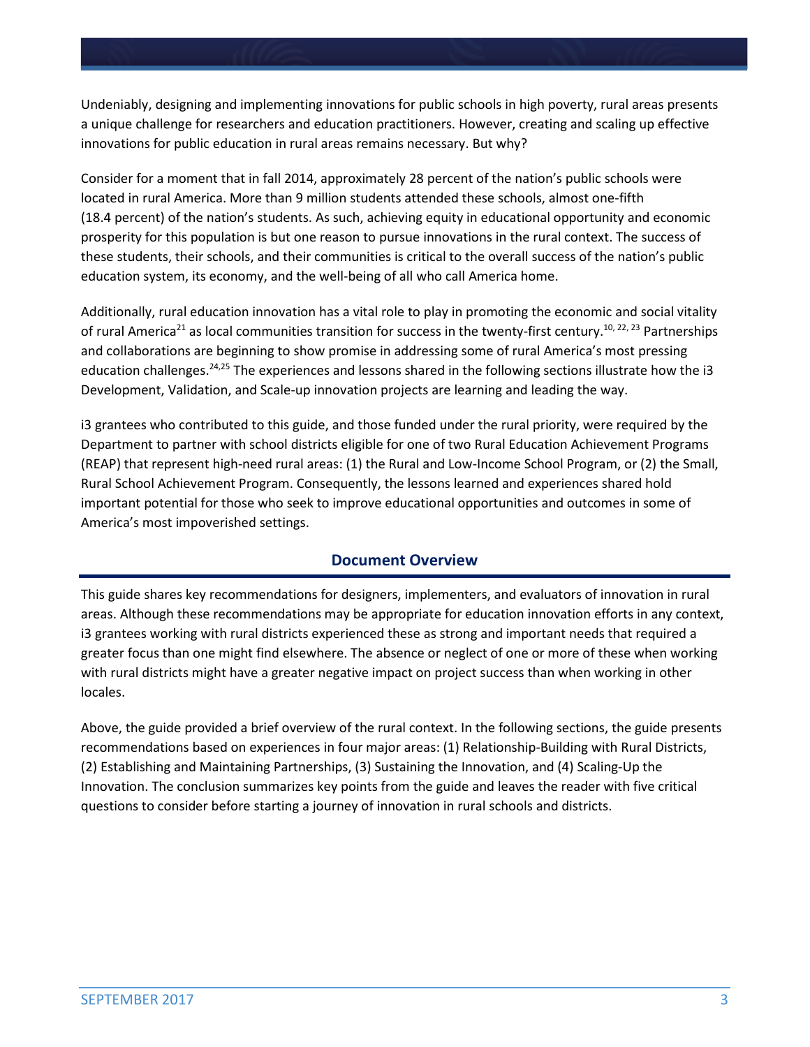Undeniably, designing and implementing innovations for public schools in high poverty, rural areas presents a unique challenge for researchers and education practitioners. However, creating and scaling up effective innovations for public education in rural areas remains necessary. But why?

Consider for a moment that in fall 2014, approximately 28 percent of the nation's public schools were located in rural America. More than 9 million students attended these schools, almost one-fifth (18.4 percent) of the nation's students. As such, achieving equity in educational opportunity and economic prosperity for this population is but one reason to pursue innovations in the rural context. The success of these students, their schools, and their communities is critical to the overall success of the nation's public education system, its economy, and the well-being of all who call America home.

Additionally, rural education innovation has a vital role to play in promoting the economic and social vitality of rural America[21] as local communities transition for success in the twenty-first century.[10, 22, 23] Partnerships and collaborations are beginning to show promise in addressing some of rural America's most pressing education challenges.[24,25] The experiences and lessons shared in the following sections illustrate how the i3 Development, Validation, and Scale-up innovation projects are learning and leading the way.

i3 grantees who contributed to this guide, and those funded under the rural priority, were required by the Department to partner with school districts eligible for one of two Rural Education Achievement Programs (REAP) that represent high-need rural areas: (1) the Rural and Low-Income School Program, or (2) the Small, Rural School Achievement Program. Consequently, the lessons learned and experiences shared hold important potential for those who seek to improve educational opportunities and outcomes in some of America's most impoverished settings.

## Document Overview

This guide shares key recommendations for designers, implementers, and evaluators of innovation in rural areas. Although these recommendations may be appropriate for education innovation efforts in any context, i3 grantees working with rural districts experienced these as strong and important needs that required a greater focus than one might find elsewhere. The absence or neglect of one or more of these when working with rural districts might have a greater negative impact on project success than when working in other locales.

Above, the guide provided a brief overview of the rural context. In the following sections, the guide presents recommendations based on experiences in four major areas: (1) Relationship-Building with Rural Districts, (2) Establishing and Maintaining Partnerships, (3) Sustaining the Innovation, and (4) Scaling-Up the Innovation. The conclusion summarizes key points from the guide and leaves the reader with five critical questions to consider before starting a journey of innovation in rural schools and districts.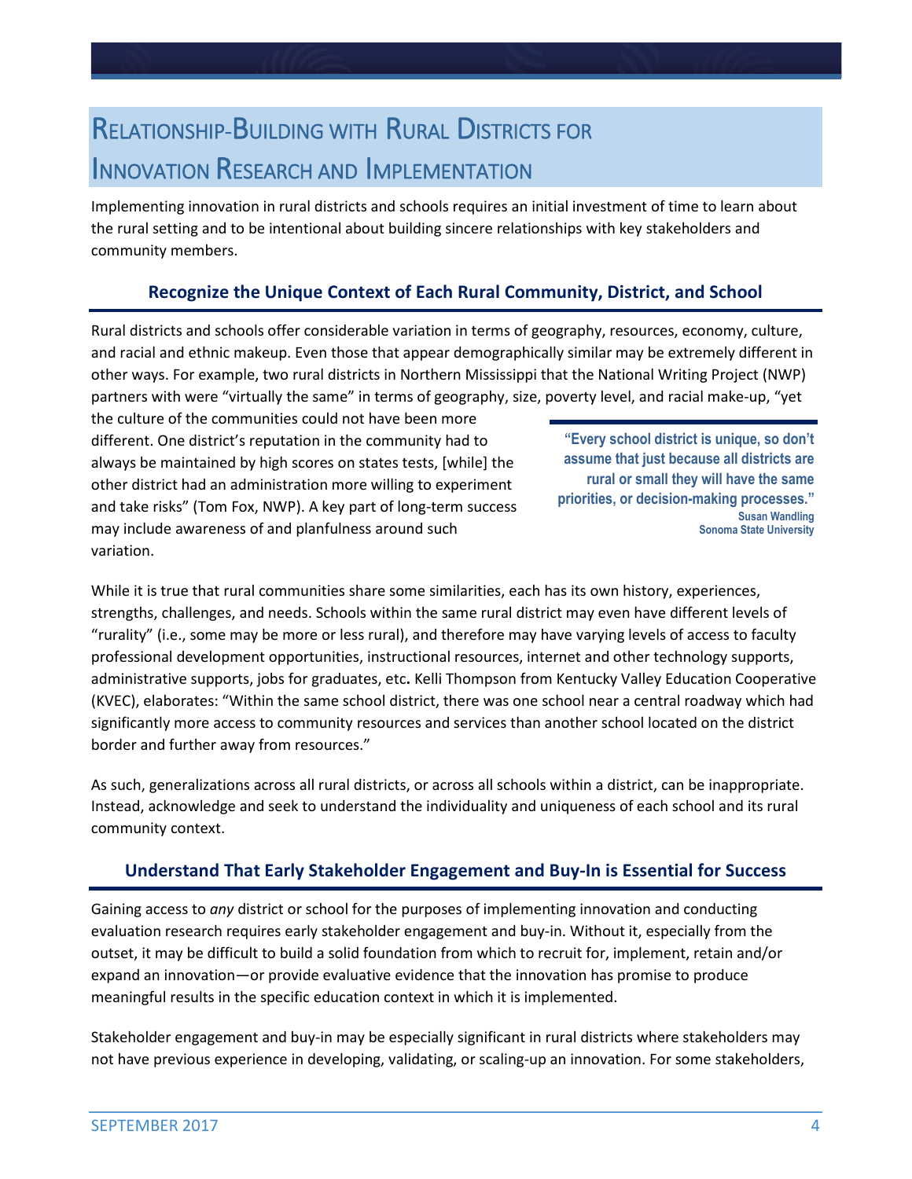# Relationship-Building with Rural Districts for Innovation Research and Implementation

Implementing innovation in rural districts and schools requires an initial investment of time to learn about the rural setting and to be intentional about building sincere relationships with key stakeholders and community members.

## Recognize the Unique Context of Each Rural Community, District, and School

Rural districts and schools offer considerable variation in terms of geography, resources, economy, culture, and racial and ethnic makeup. Even those that appear demographically similar may be extremely different in other ways. For example, two rural districts in Northern Mississippi that the National Writing Project (NWP) partners with were "virtually the same" in terms of geography, size, poverty level, and racial make-up, "yet the culture of the communities could not have been more different. One district's reputation in the community had to always be maintained by high scores on states tests, [while] the other district had an administration more willing to experiment and take risks" (Tom Fox, NWP). A key part of long-term success may include awareness of and planfulness around such variation.

> **"Every school district is unique, so don't assume that just because all districts are rural or small they will have the same priorities, or decision-making processes."**
> **Susan Wandling**
> **Sonoma State University**

While it is true that rural communities share some similarities, each has its own history, experiences, strengths, challenges, and needs. Schools within the same rural district may even have different levels of "rurality" (i.e., some may be more or less rural), and therefore may have varying levels of access to faculty professional development opportunities, instructional resources, internet and other technology supports, administrative supports, jobs for graduates, etc**.** Kelli Thompson from Kentucky Valley Education Cooperative (KVEC), elaborates: "Within the same school district, there was one school near a central roadway which had significantly more access to community resources and services than another school located on the district border and further away from resources."

As such, generalizations across all rural districts, or across all schools within a district, can be inappropriate. Instead, acknowledge and seek to understand the individuality and uniqueness of each school and its rural community context.

## Understand That Early Stakeholder Engagement and Buy-In is Essential for Success

Gaining access to *any* district or school for the purposes of implementing innovation and conducting evaluation research requires early stakeholder engagement and buy-in. Without it, especially from the outset, it may be difficult to build a solid foundation from which to recruit for, implement, retain and/or expand an innovation—or provide evaluative evidence that the innovation has promise to produce meaningful results in the specific education context in which it is implemented.

Stakeholder engagement and buy-in may be especially significant in rural districts where stakeholders may not have previous experience in developing, validating, or scaling-up an innovation. For some stakeholders,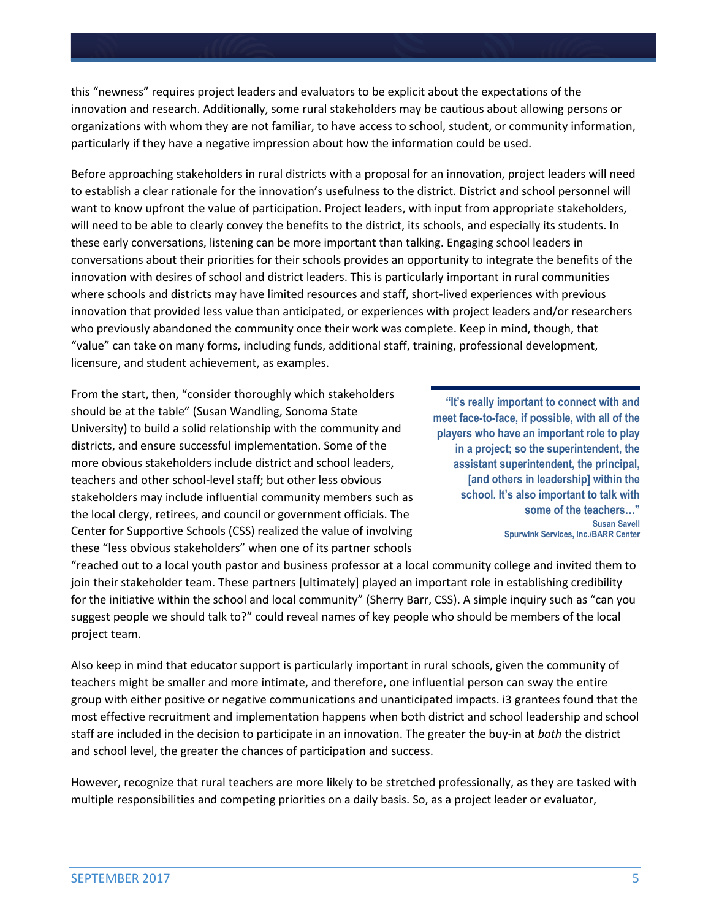this "newness" requires project leaders and evaluators to be explicit about the expectations of the innovation and research. Additionally, some rural stakeholders may be cautious about allowing persons or organizations with whom they are not familiar, to have access to school, student, or community information, particularly if they have a negative impression about how the information could be used.

Before approaching stakeholders in rural districts with a proposal for an innovation, project leaders will need to establish a clear rationale for the innovation's usefulness to the district. District and school personnel will want to know upfront the value of participation. Project leaders, with input from appropriate stakeholders, will need to be able to clearly convey the benefits to the district, its schools, and especially its students. In these early conversations, listening can be more important than talking. Engaging school leaders in conversations about their priorities for their schools provides an opportunity to integrate the benefits of the innovation with desires of school and district leaders. This is particularly important in rural communities where schools and districts may have limited resources and staff, short-lived experiences with previous innovation that provided less value than anticipated, or experiences with project leaders and/or researchers who previously abandoned the community once their work was complete. Keep in mind, though, that "value" can take on many forms, including funds, additional staff, training, professional development, licensure, and student achievement, as examples.

From the start, then, "consider thoroughly which stakeholders should be at the table" (Susan Wandling, Sonoma State University) to build a solid relationship with the community and districts, and ensure successful implementation. Some of the more obvious stakeholders include district and school leaders, teachers and other school-level staff; but other less obvious stakeholders may include influential community members such as the local clergy, retirees, and council or government officials. The Center for Supportive Schools (CSS) realized the value of involving these "less obvious stakeholders" when one of its partner schools "reached out to a local youth pastor and business professor at a local community college and invited them to join their stakeholder team. These partners [ultimately] played an important role in establishing credibility for the initiative within the school and local community" (Sherry Barr, CSS). A simple inquiry such as "can you suggest people we should talk to?" could reveal names of key people who should be members of the local project team.

> **"It's really important to connect with and meet face-to-face, if possible, with all of the players who have an important role to play in a project; so the superintendent, the assistant superintendent, the principal, [and others in leadership] within the school. It's also important to talk with some of the teachers…"**
>
> **Susan Savell**
> **Spurwink Services, Inc./BARR Center**

Also keep in mind that educator support is particularly important in rural schools, given the community of teachers might be smaller and more intimate, and therefore, one influential person can sway the entire group with either positive or negative communications and unanticipated impacts. i3 grantees found that the most effective recruitment and implementation happens when both district and school leadership and school staff are included in the decision to participate in an innovation. The greater the buy-in at *both* the district and school level, the greater the chances of participation and success.

However, recognize that rural teachers are more likely to be stretched professionally, as they are tasked with multiple responsibilities and competing priorities on a daily basis. So, as a project leader or evaluator,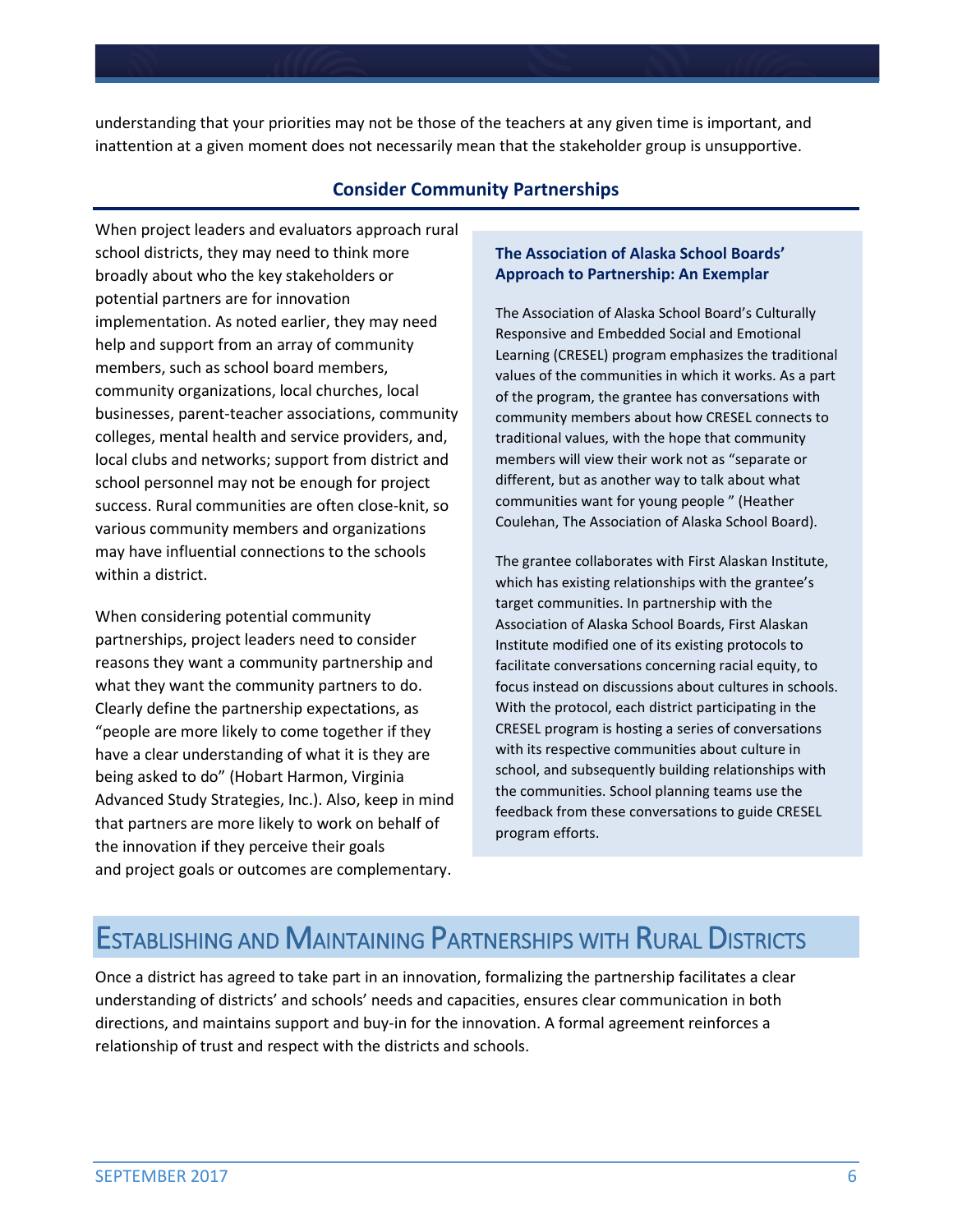understanding that your priorities may not be those of the teachers at any given time is important, and inattention at a given moment does not necessarily mean that the stakeholder group is unsupportive.

### Consider Community Partnerships

When project leaders and evaluators approach rural school districts, they may need to think more broadly about who the key stakeholders or potential partners are for innovation implementation. As noted earlier, they may need help and support from an array of community members, such as school board members, community organizations, local churches, local businesses, parent-teacher associations, community colleges, mental health and service providers, and, local clubs and networks; support from district and school personnel may not be enough for project success. Rural communities are often close-knit, so various community members and organizations may have influential connections to the schools within a district.

When considering potential community partnerships, project leaders need to consider reasons they want a community partnership and what they want the community partners to do. Clearly define the partnership expectations, as "people are more likely to come together if they have a clear understanding of what it is they are being asked to do" (Hobart Harmon, Virginia Advanced Study Strategies, Inc.). Also, keep in mind that partners are more likely to work on behalf of the innovation if they perceive their goals and project goals or outcomes are complementary.

#### The Association of Alaska School Boards' Approach to Partnership: An Exemplar

The Association of Alaska School Board's Culturally Responsive and Embedded Social and Emotional Learning (CRESEL) program emphasizes the traditional values of the communities in which it works. As a part of the program, the grantee has conversations with community members about how CRESEL connects to traditional values, with the hope that community members will view their work not as "separate or different, but as another way to talk about what communities want for young people " (Heather Coulehan, The Association of Alaska School Board).

The grantee collaborates with First Alaskan Institute, which has existing relationships with the grantee's target communities. In partnership with the Association of Alaska School Boards, First Alaskan Institute modified one of its existing protocols to facilitate conversations concerning racial equity, to focus instead on discussions about cultures in schools. With the protocol, each district participating in the CRESEL program is hosting a series of conversations with its respective communities about culture in school, and subsequently building relationships with the communities. School planning teams use the feedback from these conversations to guide CRESEL program efforts.

## Establishing and Maintaining Partnerships with Rural Districts

Once a district has agreed to take part in an innovation, formalizing the partnership facilitates a clear understanding of districts' and schools' needs and capacities, ensures clear communication in both directions, and maintains support and buy-in for the innovation. A formal agreement reinforces a relationship of trust and respect with the districts and schools.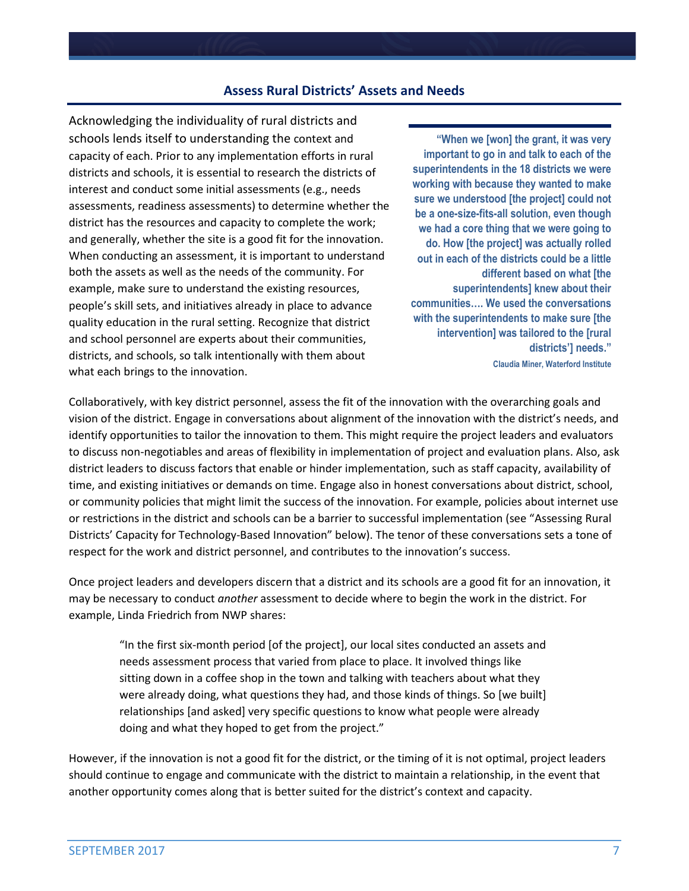## Assess Rural Districts' Assets and Needs

Acknowledging the individuality of rural districts and schools lends itself to understanding the context and capacity of each. Prior to any implementation efforts in rural districts and schools, it is essential to research the districts of interest and conduct some initial assessments (e.g., needs assessments, readiness assessments) to determine whether the district has the resources and capacity to complete the work; and generally, whether the site is a good fit for the innovation. When conducting an assessment, it is important to understand both the assets as well as the needs of the community. For example, make sure to understand the existing resources, people's skill sets, and initiatives already in place to advance quality education in the rural setting. Recognize that district and school personnel are experts about their communities, districts, and schools, so talk intentionally with them about what each brings to the innovation.

> **"When we [won] the grant, it was very important to go in and talk to each of the superintendents in the 18 districts we were working with because they wanted to make sure we understood [the project] could not be a one-size-fits-all solution, even though we had a core thing that we were going to do. How [the project] was actually rolled out in each of the districts could be a little different based on what [the superintendents] knew about their communities…. We used the conversations with the superintendents to make sure [the intervention] was tailored to the [rural districts'] needs."**
>
> **Claudia Miner, Waterford Institute**

Collaboratively, with key district personnel, assess the fit of the innovation with the overarching goals and vision of the district. Engage in conversations about alignment of the innovation with the district's needs, and identify opportunities to tailor the innovation to them. This might require the project leaders and evaluators to discuss non-negotiables and areas of flexibility in implementation of project and evaluation plans. Also, ask district leaders to discuss factors that enable or hinder implementation, such as staff capacity, availability of time, and existing initiatives or demands on time. Engage also in honest conversations about district, school, or community policies that might limit the success of the innovation. For example, policies about internet use or restrictions in the district and schools can be a barrier to successful implementation (see "Assessing Rural Districts' Capacity for Technology-Based Innovation" below). The tenor of these conversations sets a tone of respect for the work and district personnel, and contributes to the innovation's success.

Once project leaders and developers discern that a district and its schools are a good fit for an innovation, it may be necessary to conduct *another* assessment to decide where to begin the work in the district. For example, Linda Friedrich from NWP shares:

> "In the first six-month period [of the project], our local sites conducted an assets and needs assessment process that varied from place to place. It involved things like sitting down in a coffee shop in the town and talking with teachers about what they were already doing, what questions they had, and those kinds of things. So [we built] relationships [and asked] very specific questions to know what people were already doing and what they hoped to get from the project."

However, if the innovation is not a good fit for the district, or the timing of it is not optimal, project leaders should continue to engage and communicate with the district to maintain a relationship, in the event that another opportunity comes along that is better suited for the district's context and capacity.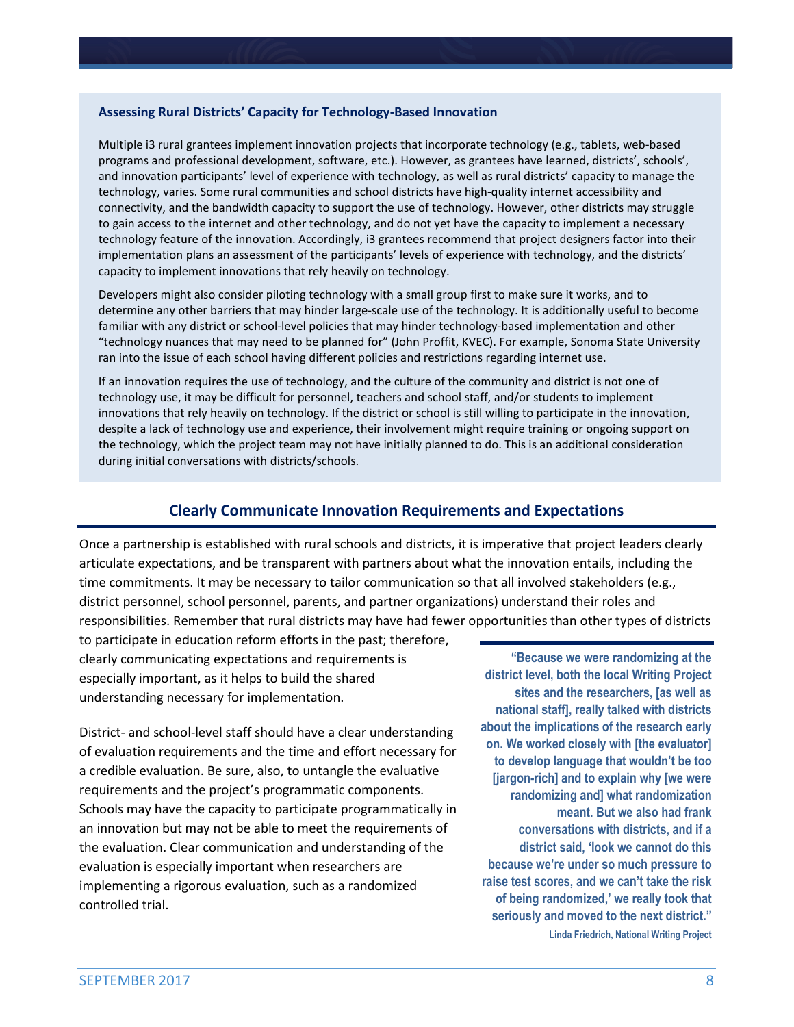### Assessing Rural Districts' Capacity for Technology-Based Innovation

Multiple i3 rural grantees implement innovation projects that incorporate technology (e.g., tablets, web-based programs and professional development, software, etc.). However, as grantees have learned, districts', schools', and innovation participants' level of experience with technology, as well as rural districts' capacity to manage the technology, varies. Some rural communities and school districts have high-quality internet accessibility and connectivity, and the bandwidth capacity to support the use of technology. However, other districts may struggle to gain access to the internet and other technology, and do not yet have the capacity to implement a necessary technology feature of the innovation. Accordingly, i3 grantees recommend that project designers factor into their implementation plans an assessment of the participants' levels of experience with technology, and the districts' capacity to implement innovations that rely heavily on technology.

Developers might also consider piloting technology with a small group first to make sure it works, and to determine any other barriers that may hinder large-scale use of the technology. It is additionally useful to become familiar with any district or school-level policies that may hinder technology-based implementation and other "technology nuances that may need to be planned for" (John Proffit, KVEC). For example, Sonoma State University ran into the issue of each school having different policies and restrictions regarding internet use.

If an innovation requires the use of technology, and the culture of the community and district is not one of technology use, it may be difficult for personnel, teachers and school staff, and/or students to implement innovations that rely heavily on technology. If the district or school is still willing to participate in the innovation, despite a lack of technology use and experience, their involvement might require training or ongoing support on the technology, which the project team may not have initially planned to do. This is an additional consideration during initial conversations with districts/schools.

## Clearly Communicate Innovation Requirements and Expectations

Once a partnership is established with rural schools and districts, it is imperative that project leaders clearly articulate expectations, and be transparent with partners about what the innovation entails, including the time commitments. It may be necessary to tailor communication so that all involved stakeholders (e.g., district personnel, school personnel, parents, and partner organizations) understand their roles and responsibilities. Remember that rural districts may have had fewer opportunities than other types of districts to participate in education reform efforts in the past; therefore, clearly communicating expectations and requirements is especially important, as it helps to build the shared understanding necessary for implementation.

District- and school-level staff should have a clear understanding of evaluation requirements and the time and effort necessary for a credible evaluation. Be sure, also, to untangle the evaluative requirements and the project's programmatic components. Schools may have the capacity to participate programmatically in an innovation but may not be able to meet the requirements of the evaluation. Clear communication and understanding of the evaluation is especially important when researchers are implementing a rigorous evaluation, such as a randomized controlled trial.

> **"Because we were randomizing at the district level, both the local Writing Project sites and the researchers, [as well as national staff], really talked with districts about the implications of the research early on. We worked closely with [the evaluator] to develop language that wouldn't be too [jargon-rich] and to explain why [we were randomizing and] what randomization meant. But we also had frank conversations with districts, and if a district said, 'look we cannot do this because we're under so much pressure to raise test scores, and we can't take the risk of being randomized,' we really took that seriously and moved to the next district."**
>
> **Linda Friedrich, National Writing Project**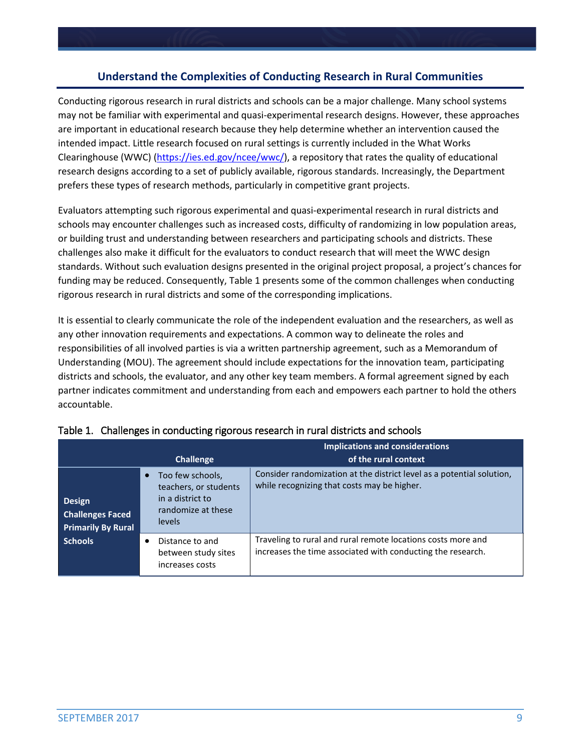## Understand the Complexities of Conducting Research in Rural Communities

Conducting rigorous research in rural districts and schools can be a major challenge. Many school systems may not be familiar with experimental and quasi-experimental research designs. However, these approaches are important in educational research because they help determine whether an intervention caused the intended impact. Little research focused on rural settings is currently included in the What Works Clearinghouse (WWC) (https://ies.ed.gov/ncee/wwc/), a repository that rates the quality of educational research designs according to a set of publicly available, rigorous standards. Increasingly, the Department prefers these types of research methods, particularly in competitive grant projects.

Evaluators attempting such rigorous experimental and quasi-experimental research in rural districts and schools may encounter challenges such as increased costs, difficulty of randomizing in low population areas, or building trust and understanding between researchers and participating schools and districts. These challenges also make it difficult for the evaluators to conduct research that will meet the WWC design standards. Without such evaluation designs presented in the original project proposal, a project's chances for funding may be reduced. Consequently, Table 1 presents some of the common challenges when conducting rigorous research in rural districts and some of the corresponding implications.

It is essential to clearly communicate the role of the independent evaluation and the researchers, as well as any other innovation requirements and expectations. A common way to delineate the roles and responsibilities of all involved parties is via a written partnership agreement, such as a Memorandum of Understanding (MOU). The agreement should include expectations for the innovation team, participating districts and schools, the evaluator, and any other key team members. A formal agreement signed by each partner indicates commitment and understanding from each and empowers each partner to hold the others accountable.

Table 1. Challenges in conducting rigorous research in rural districts and schools

| Challenge | | Implications and considerations of the rural context |
|---|---|---|
| **Design Challenges Faced Primarily By Rural Schools** | • Too few schools, teachers, or students in a district to randomize at these levels | Consider randomization at the district level as a potential solution, while recognizing that costs may be higher. |
| | • Distance to and between study sites increases costs | Traveling to rural and rural remote locations costs more and increases the time associated with conducting the research. |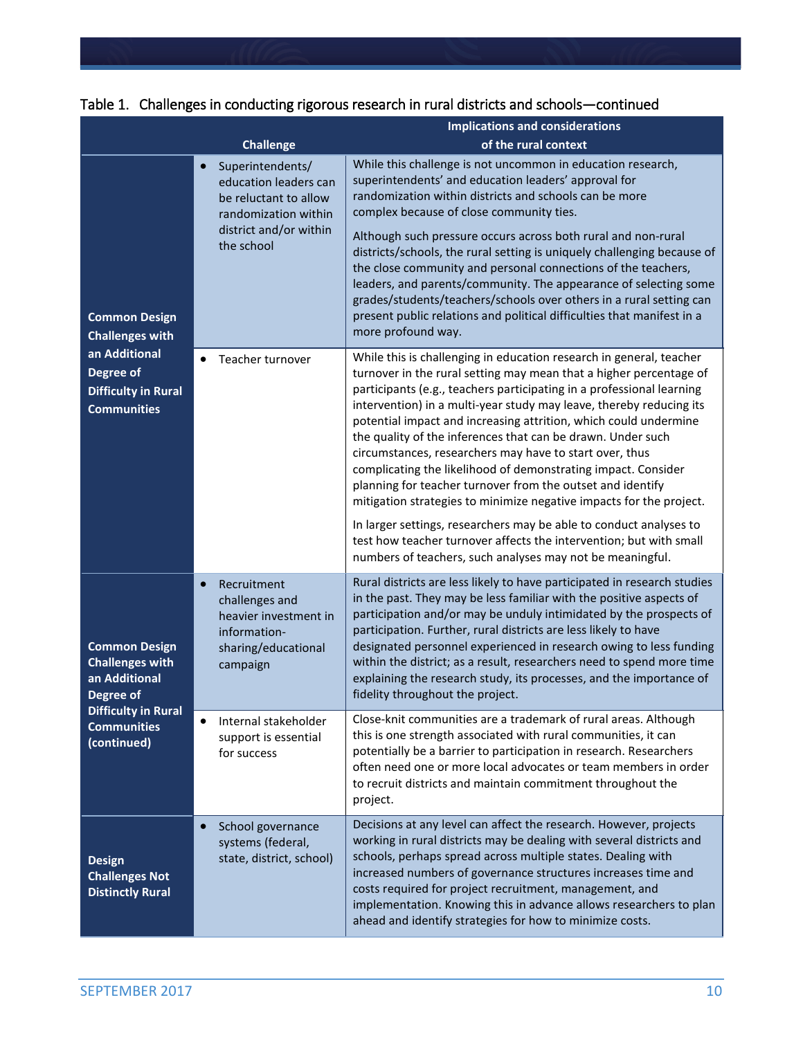Table 1. Challenges in conducting rigorous research in rural districts and schools—continued

| | Challenge | Implications and considerations of the rural context |
|---|---|---|
| **Common Design Challenges with an Additional Degree of Difficulty in Rural Communities** | • Superintendents/ education leaders can be reluctant to allow randomization within district and/or within the school | While this challenge is not uncommon in education research, superintendents' and education leaders' approval for randomization within districts and schools can be more complex because of close community ties.<br><br>Although such pressure occurs across both rural and non-rural districts/schools, the rural setting is uniquely challenging because of the close community and personal connections of the teachers, leaders, and parents/community. The appearance of selecting some grades/students/teachers/schools over others in a rural setting can present public relations and political difficulties that manifest in a more profound way. |
| | • Teacher turnover | While this is challenging in education research in general, teacher turnover in the rural setting may mean that a higher percentage of participants (e.g., teachers participating in a professional learning intervention) in a multi-year study may leave, thereby reducing its potential impact and increasing attrition, which could undermine the quality of the inferences that can be drawn. Under such circumstances, researchers may have to start over, thus complicating the likelihood of demonstrating impact. Consider planning for teacher turnover from the outset and identify mitigation strategies to minimize negative impacts for the project.<br><br>In larger settings, researchers may be able to conduct analyses to test how teacher turnover affects the intervention; but with small numbers of teachers, such analyses may not be meaningful. |
| **Common Design Challenges with an Additional Degree of Difficulty in Rural Communities (continued)** | • Recruitment challenges and heavier investment in information-sharing/educational campaign | Rural districts are less likely to have participated in research studies in the past. They may be less familiar with the positive aspects of participation and/or may be unduly intimidated by the prospects of participation. Further, rural districts are less likely to have designated personnel experienced in research owing to less funding within the district; as a result, researchers need to spend more time explaining the research study, its processes, and the importance of fidelity throughout the project. |
| | • Internal stakeholder support is essential for success | Close-knit communities are a trademark of rural areas. Although this is one strength associated with rural communities, it can potentially be a barrier to participation in research. Researchers often need one or more local advocates or team members in order to recruit districts and maintain commitment throughout the project. |
| **Design Challenges Not Distinctly Rural** | • School governance systems (federal, state, district, school) | Decisions at any level can affect the research. However, projects working in rural districts may be dealing with several districts and schools, perhaps spread across multiple states. Dealing with increased numbers of governance structures increases time and costs required for project recruitment, management, and implementation. Knowing this in advance allows researchers to plan ahead and identify strategies for how to minimize costs. |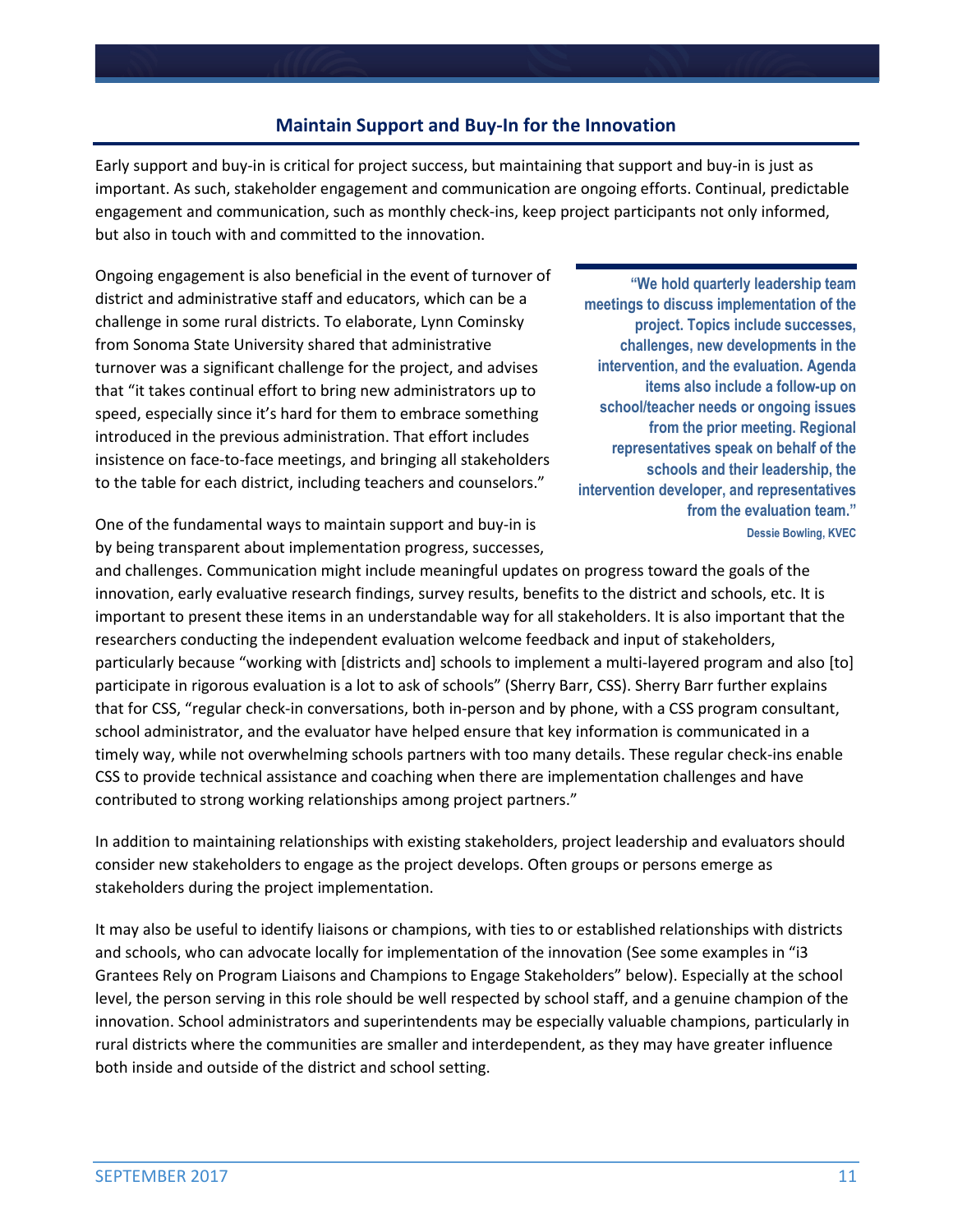## Maintain Support and Buy-In for the Innovation

Early support and buy-in is critical for project success, but maintaining that support and buy-in is just as important. As such, stakeholder engagement and communication are ongoing efforts. Continual, predictable engagement and communication, such as monthly check-ins, keep project participants not only informed, but also in touch with and committed to the innovation.

Ongoing engagement is also beneficial in the event of turnover of district and administrative staff and educators, which can be a challenge in some rural districts. To elaborate, Lynn Cominsky from Sonoma State University shared that administrative turnover was a significant challenge for the project, and advises that "it takes continual effort to bring new administrators up to speed, especially since it's hard for them to embrace something introduced in the previous administration. That effort includes insistence on face-to-face meetings, and bringing all stakeholders to the table for each district, including teachers and counselors."

> **"We hold quarterly leadership team meetings to discuss implementation of the project. Topics include successes, challenges, new developments in the intervention, and the evaluation. Agenda items also include a follow-up on school/teacher needs or ongoing issues from the prior meeting. Regional representatives speak on behalf of the schools and their leadership, the intervention developer, and representatives from the evaluation team."**
>
> **Dessie Bowling, KVEC**

One of the fundamental ways to maintain support and buy-in is by being transparent about implementation progress, successes, and challenges. Communication might include meaningful updates on progress toward the goals of the innovation, early evaluative research findings, survey results, benefits to the district and schools, etc. It is important to present these items in an understandable way for all stakeholders. It is also important that the researchers conducting the independent evaluation welcome feedback and input of stakeholders, particularly because "working with [districts and] schools to implement a multi-layered program and also [to] participate in rigorous evaluation is a lot to ask of schools" (Sherry Barr, CSS). Sherry Barr further explains that for CSS, "regular check-in conversations, both in-person and by phone, with a CSS program consultant, school administrator, and the evaluator have helped ensure that key information is communicated in a timely way, while not overwhelming schools partners with too many details. These regular check-ins enable CSS to provide technical assistance and coaching when there are implementation challenges and have contributed to strong working relationships among project partners."

In addition to maintaining relationships with existing stakeholders, project leadership and evaluators should consider new stakeholders to engage as the project develops. Often groups or persons emerge as stakeholders during the project implementation.

It may also be useful to identify liaisons or champions, with ties to or established relationships with districts and schools, who can advocate locally for implementation of the innovation (See some examples in "i3 Grantees Rely on Program Liaisons and Champions to Engage Stakeholders" below). Especially at the school level, the person serving in this role should be well respected by school staff, and a genuine champion of the innovation. School administrators and superintendents may be especially valuable champions, particularly in rural districts where the communities are smaller and interdependent, as they may have greater influence both inside and outside of the district and school setting.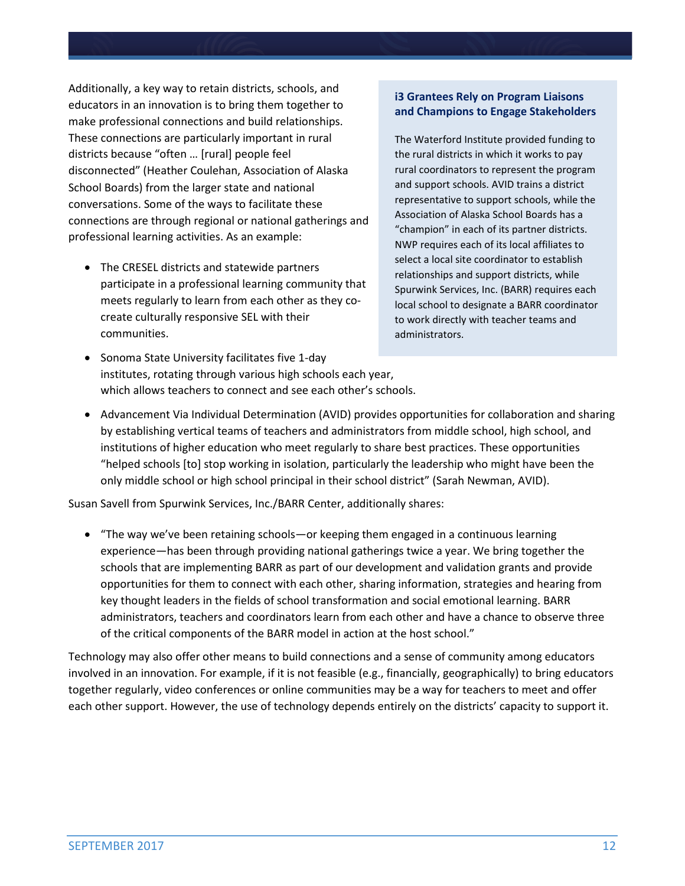Additionally, a key way to retain districts, schools, and educators in an innovation is to bring them together to make professional connections and build relationships. These connections are particularly important in rural districts because "often … [rural] people feel disconnected" (Heather Coulehan, Association of Alaska School Boards) from the larger state and national conversations. Some of the ways to facilitate these connections are through regional or national gatherings and professional learning activities. As an example:

- The CRESEL districts and statewide partners participate in a professional learning community that meets regularly to learn from each other as they co-create culturally responsive SEL with their communities.
- Sonoma State University facilitates five 1-day institutes, rotating through various high schools each year, which allows teachers to connect and see each other's schools.
- Advancement Via Individual Determination (AVID) provides opportunities for collaboration and sharing by establishing vertical teams of teachers and administrators from middle school, high school, and institutions of higher education who meet regularly to share best practices. These opportunities "helped schools [to] stop working in isolation, particularly the leadership who might have been the only middle school or high school principal in their school district" (Sarah Newman, AVID).

> **i3 Grantees Rely on Program Liaisons and Champions to Engage Stakeholders**
>
> The Waterford Institute provided funding to the rural districts in which it works to pay rural coordinators to represent the program and support schools. AVID trains a district representative to support schools, while the Association of Alaska School Boards has a "champion" in each of its partner districts. NWP requires each of its local affiliates to select a local site coordinator to establish relationships and support districts, while Spurwink Services, Inc. (BARR) requires each local school to designate a BARR coordinator to work directly with teacher teams and administrators.

Susan Savell from Spurwink Services, Inc./BARR Center, additionally shares:

- "The way we've been retaining schools—or keeping them engaged in a continuous learning experience—has been through providing national gatherings twice a year. We bring together the schools that are implementing BARR as part of our development and validation grants and provide opportunities for them to connect with each other, sharing information, strategies and hearing from key thought leaders in the fields of school transformation and social emotional learning. BARR administrators, teachers and coordinators learn from each other and have a chance to observe three of the critical components of the BARR model in action at the host school."

Technology may also offer other means to build connections and a sense of community among educators involved in an innovation. For example, if it is not feasible (e.g., financially, geographically) to bring educators together regularly, video conferences or online communities may be a way for teachers to meet and offer each other support. However, the use of technology depends entirely on the districts' capacity to support it.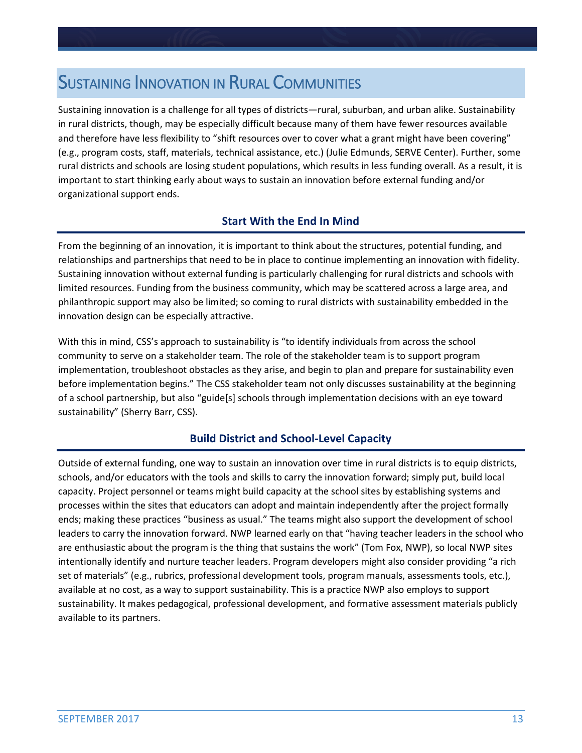# Sustaining Innovation in Rural Communities

Sustaining innovation is a challenge for all types of districts—rural, suburban, and urban alike. Sustainability in rural districts, though, may be especially difficult because many of them have fewer resources available and therefore have less flexibility to "shift resources over to cover what a grant might have been covering" (e.g., program costs, staff, materials, technical assistance, etc.) (Julie Edmunds, SERVE Center). Further, some rural districts and schools are losing student populations, which results in less funding overall. As a result, it is important to start thinking early about ways to sustain an innovation before external funding and/or organizational support ends.

## Start With the End In Mind

From the beginning of an innovation, it is important to think about the structures, potential funding, and relationships and partnerships that need to be in place to continue implementing an innovation with fidelity. Sustaining innovation without external funding is particularly challenging for rural districts and schools with limited resources. Funding from the business community, which may be scattered across a large area, and philanthropic support may also be limited; so coming to rural districts with sustainability embedded in the innovation design can be especially attractive.

With this in mind, CSS's approach to sustainability is "to identify individuals from across the school community to serve on a stakeholder team. The role of the stakeholder team is to support program implementation, troubleshoot obstacles as they arise, and begin to plan and prepare for sustainability even before implementation begins." The CSS stakeholder team not only discusses sustainability at the beginning of a school partnership, but also "guide[s] schools through implementation decisions with an eye toward sustainability" (Sherry Barr, CSS).

## Build District and School-Level Capacity

Outside of external funding, one way to sustain an innovation over time in rural districts is to equip districts, schools, and/or educators with the tools and skills to carry the innovation forward; simply put, build local capacity. Project personnel or teams might build capacity at the school sites by establishing systems and processes within the sites that educators can adopt and maintain independently after the project formally ends; making these practices "business as usual." The teams might also support the development of school leaders to carry the innovation forward. NWP learned early on that "having teacher leaders in the school who are enthusiastic about the program is the thing that sustains the work" (Tom Fox, NWP), so local NWP sites intentionally identify and nurture teacher leaders. Program developers might also consider providing "a rich set of materials" (e.g., rubrics, professional development tools, program manuals, assessments tools, etc.), available at no cost, as a way to support sustainability. This is a practice NWP also employs to support sustainability. It makes pedagogical, professional development, and formative assessment materials publicly available to its partners.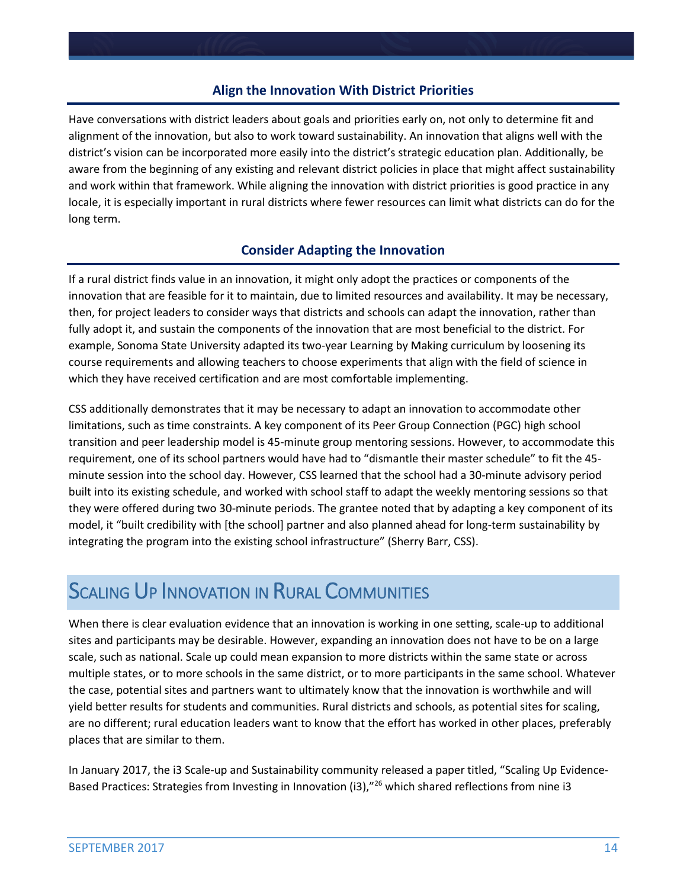### Align the Innovation With District Priorities

Have conversations with district leaders about goals and priorities early on, not only to determine fit and alignment of the innovation, but also to work toward sustainability. An innovation that aligns well with the district's vision can be incorporated more easily into the district's strategic education plan. Additionally, be aware from the beginning of any existing and relevant district policies in place that might affect sustainability and work within that framework. While aligning the innovation with district priorities is good practice in any locale, it is especially important in rural districts where fewer resources can limit what districts can do for the long term.

### Consider Adapting the Innovation

If a rural district finds value in an innovation, it might only adopt the practices or components of the innovation that are feasible for it to maintain, due to limited resources and availability. It may be necessary, then, for project leaders to consider ways that districts and schools can adapt the innovation, rather than fully adopt it, and sustain the components of the innovation that are most beneficial to the district. For example, Sonoma State University adapted its two-year Learning by Making curriculum by loosening its course requirements and allowing teachers to choose experiments that align with the field of science in which they have received certification and are most comfortable implementing.

CSS additionally demonstrates that it may be necessary to adapt an innovation to accommodate other limitations, such as time constraints. A key component of its Peer Group Connection (PGC) high school transition and peer leadership model is 45-minute group mentoring sessions. However, to accommodate this requirement, one of its school partners would have had to "dismantle their master schedule" to fit the 45-minute session into the school day. However, CSS learned that the school had a 30-minute advisory period built into its existing schedule, and worked with school staff to adapt the weekly mentoring sessions so that they were offered during two 30-minute periods. The grantee noted that by adapting a key component of its model, it "built credibility with [the school] partner and also planned ahead for long-term sustainability by integrating the program into the existing school infrastructure" (Sherry Barr, CSS).

## Scaling Up Innovation in Rural Communities

When there is clear evaluation evidence that an innovation is working in one setting, scale-up to additional sites and participants may be desirable. However, expanding an innovation does not have to be on a large scale, such as national. Scale up could mean expansion to more districts within the same state or across multiple states, or to more schools in the same district, or to more participants in the same school. Whatever the case, potential sites and partners want to ultimately know that the innovation is worthwhile and will yield better results for students and communities. Rural districts and schools, as potential sites for scaling, are no different; rural education leaders want to know that the effort has worked in other places, preferably places that are similar to them.

In January 2017, the i3 Scale-up and Sustainability community released a paper titled, "Scaling Up Evidence-Based Practices: Strategies from Investing in Innovation (i3),"[26] which shared reflections from nine i3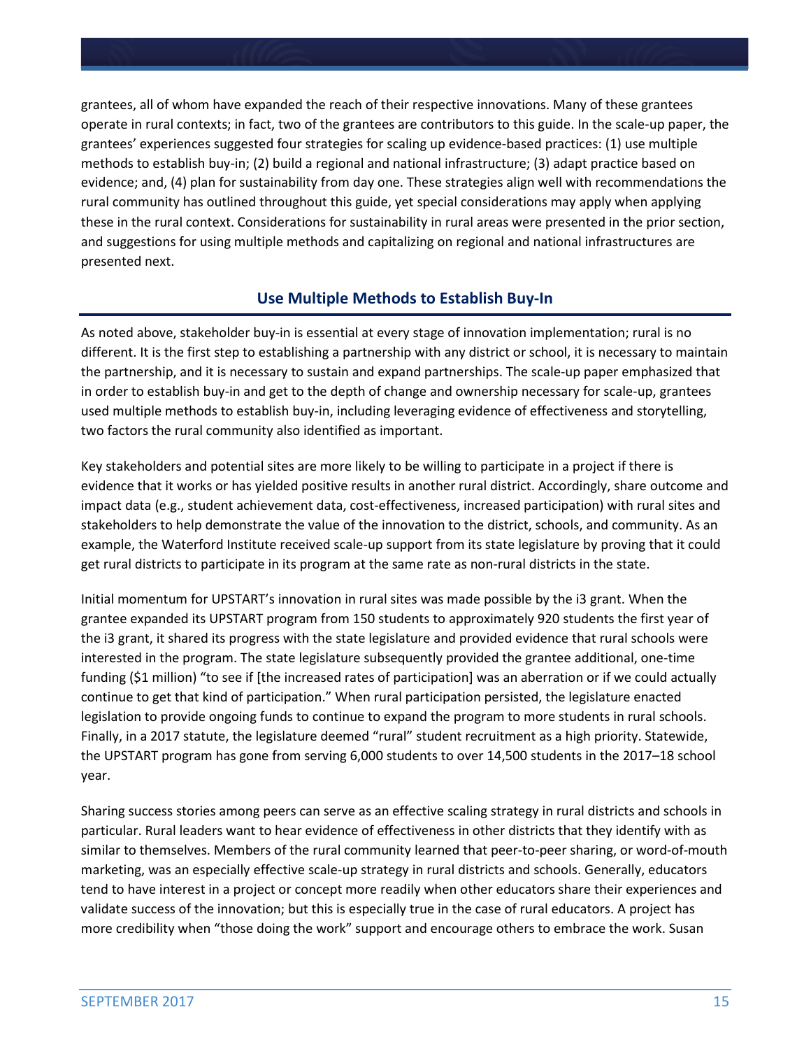grantees, all of whom have expanded the reach of their respective innovations. Many of these grantees operate in rural contexts; in fact, two of the grantees are contributors to this guide. In the scale-up paper, the grantees' experiences suggested four strategies for scaling up evidence-based practices: (1) use multiple methods to establish buy-in; (2) build a regional and national infrastructure; (3) adapt practice based on evidence; and, (4) plan for sustainability from day one. These strategies align well with recommendations the rural community has outlined throughout this guide, yet special considerations may apply when applying these in the rural context. Considerations for sustainability in rural areas were presented in the prior section, and suggestions for using multiple methods and capitalizing on regional and national infrastructures are presented next.

## Use Multiple Methods to Establish Buy-In

As noted above, stakeholder buy-in is essential at every stage of innovation implementation; rural is no different. It is the first step to establishing a partnership with any district or school, it is necessary to maintain the partnership, and it is necessary to sustain and expand partnerships. The scale-up paper emphasized that in order to establish buy-in and get to the depth of change and ownership necessary for scale-up, grantees used multiple methods to establish buy-in, including leveraging evidence of effectiveness and storytelling, two factors the rural community also identified as important.

Key stakeholders and potential sites are more likely to be willing to participate in a project if there is evidence that it works or has yielded positive results in another rural district. Accordingly, share outcome and impact data (e.g., student achievement data, cost-effectiveness, increased participation) with rural sites and stakeholders to help demonstrate the value of the innovation to the district, schools, and community. As an example, the Waterford Institute received scale-up support from its state legislature by proving that it could get rural districts to participate in its program at the same rate as non-rural districts in the state.

Initial momentum for UPSTART's innovation in rural sites was made possible by the i3 grant. When the grantee expanded its UPSTART program from 150 students to approximately 920 students the first year of the i3 grant, it shared its progress with the state legislature and provided evidence that rural schools were interested in the program. The state legislature subsequently provided the grantee additional, one-time funding ($1 million) "to see if [the increased rates of participation] was an aberration or if we could actually continue to get that kind of participation." When rural participation persisted, the legislature enacted legislation to provide ongoing funds to continue to expand the program to more students in rural schools. Finally, in a 2017 statute, the legislature deemed "rural" student recruitment as a high priority. Statewide, the UPSTART program has gone from serving 6,000 students to over 14,500 students in the 2017–18 school year.

Sharing success stories among peers can serve as an effective scaling strategy in rural districts and schools in particular. Rural leaders want to hear evidence of effectiveness in other districts that they identify with as similar to themselves. Members of the rural community learned that peer-to-peer sharing, or word-of-mouth marketing, was an especially effective scale-up strategy in rural districts and schools. Generally, educators tend to have interest in a project or concept more readily when other educators share their experiences and validate success of the innovation; but this is especially true in the case of rural educators. A project has more credibility when "those doing the work" support and encourage others to embrace the work. Susan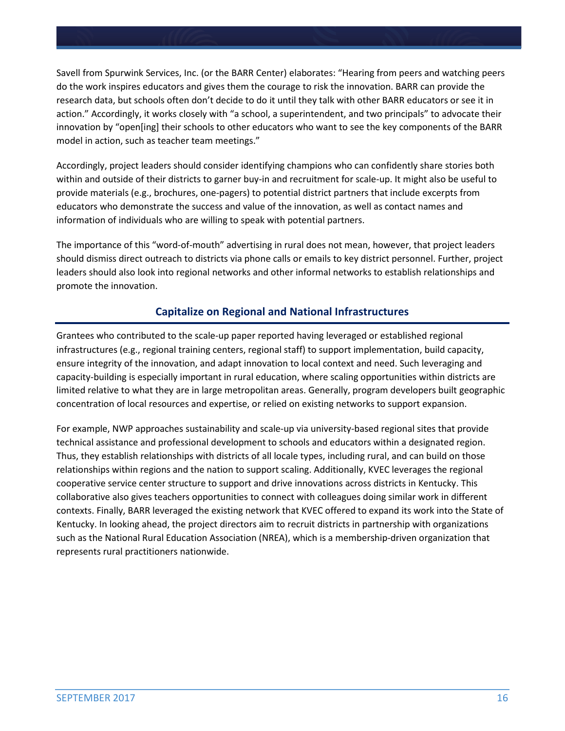Savell from Spurwink Services, Inc. (or the BARR Center) elaborates: "Hearing from peers and watching peers do the work inspires educators and gives them the courage to risk the innovation. BARR can provide the research data, but schools often don't decide to do it until they talk with other BARR educators or see it in action." Accordingly, it works closely with "a school, a superintendent, and two principals" to advocate their innovation by "open[ing] their schools to other educators who want to see the key components of the BARR model in action, such as teacher team meetings."

Accordingly, project leaders should consider identifying champions who can confidently share stories both within and outside of their districts to garner buy-in and recruitment for scale-up. It might also be useful to provide materials (e.g., brochures, one-pagers) to potential district partners that include excerpts from educators who demonstrate the success and value of the innovation, as well as contact names and information of individuals who are willing to speak with potential partners.

The importance of this "word-of-mouth" advertising in rural does not mean, however, that project leaders should dismiss direct outreach to districts via phone calls or emails to key district personnel. Further, project leaders should also look into regional networks and other informal networks to establish relationships and promote the innovation.

## Capitalize on Regional and National Infrastructures

Grantees who contributed to the scale-up paper reported having leveraged or established regional infrastructures (e.g., regional training centers, regional staff) to support implementation, build capacity, ensure integrity of the innovation, and adapt innovation to local context and need. Such leveraging and capacity-building is especially important in rural education, where scaling opportunities within districts are limited relative to what they are in large metropolitan areas. Generally, program developers built geographic concentration of local resources and expertise, or relied on existing networks to support expansion.

For example, NWP approaches sustainability and scale-up via university-based regional sites that provide technical assistance and professional development to schools and educators within a designated region. Thus, they establish relationships with districts of all locale types, including rural, and can build on those relationships within regions and the nation to support scaling. Additionally, KVEC leverages the regional cooperative service center structure to support and drive innovations across districts in Kentucky. This collaborative also gives teachers opportunities to connect with colleagues doing similar work in different contexts. Finally, BARR leveraged the existing network that KVEC offered to expand its work into the State of Kentucky. In looking ahead, the project directors aim to recruit districts in partnership with organizations such as the National Rural Education Association (NREA), which is a membership-driven organization that represents rural practitioners nationwide.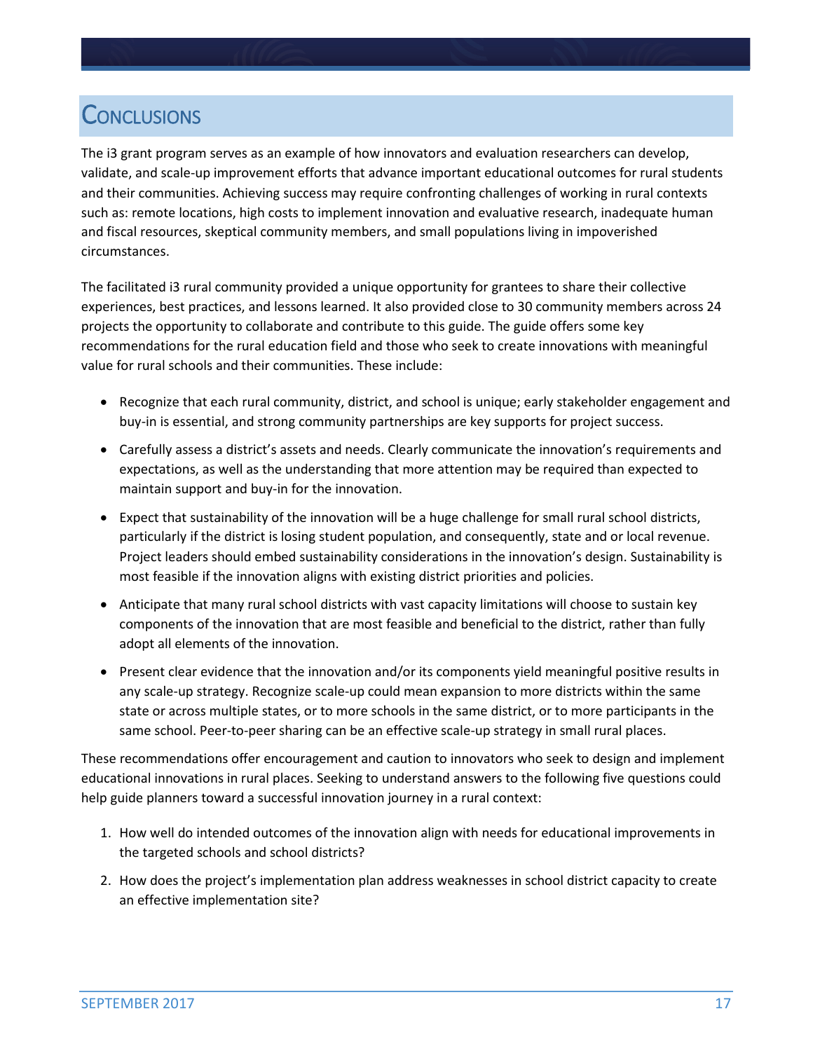# Conclusions

The i3 grant program serves as an example of how innovators and evaluation researchers can develop, validate, and scale-up improvement efforts that advance important educational outcomes for rural students and their communities. Achieving success may require confronting challenges of working in rural contexts such as: remote locations, high costs to implement innovation and evaluative research, inadequate human and fiscal resources, skeptical community members, and small populations living in impoverished circumstances.

The facilitated i3 rural community provided a unique opportunity for grantees to share their collective experiences, best practices, and lessons learned. It also provided close to 30 community members across 24 projects the opportunity to collaborate and contribute to this guide. The guide offers some key recommendations for the rural education field and those who seek to create innovations with meaningful value for rural schools and their communities. These include:

- Recognize that each rural community, district, and school is unique; early stakeholder engagement and buy-in is essential, and strong community partnerships are key supports for project success.
- Carefully assess a district's assets and needs. Clearly communicate the innovation's requirements and expectations, as well as the understanding that more attention may be required than expected to maintain support and buy-in for the innovation.
- Expect that sustainability of the innovation will be a huge challenge for small rural school districts, particularly if the district is losing student population, and consequently, state and or local revenue. Project leaders should embed sustainability considerations in the innovation's design. Sustainability is most feasible if the innovation aligns with existing district priorities and policies.
- Anticipate that many rural school districts with vast capacity limitations will choose to sustain key components of the innovation that are most feasible and beneficial to the district, rather than fully adopt all elements of the innovation.
- Present clear evidence that the innovation and/or its components yield meaningful positive results in any scale-up strategy. Recognize scale-up could mean expansion to more districts within the same state or across multiple states, or to more schools in the same district, or to more participants in the same school. Peer-to-peer sharing can be an effective scale-up strategy in small rural places.

These recommendations offer encouragement and caution to innovators who seek to design and implement educational innovations in rural places. Seeking to understand answers to the following five questions could help guide planners toward a successful innovation journey in a rural context:

1. How well do intended outcomes of the innovation align with needs for educational improvements in the targeted schools and school districts?
2. How does the project's implementation plan address weaknesses in school district capacity to create an effective implementation site?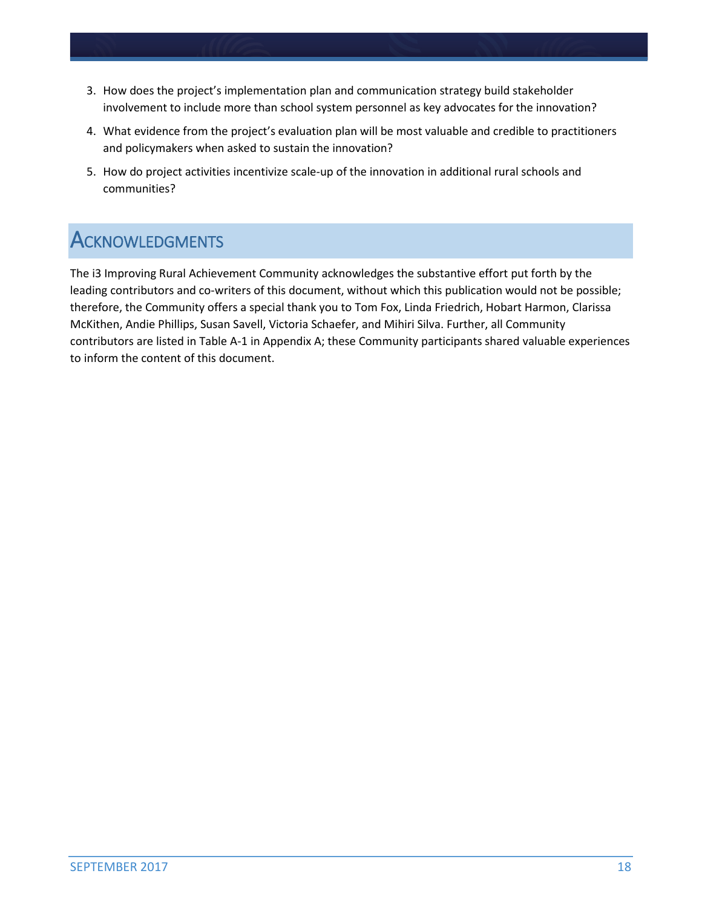3. How does the project's implementation plan and communication strategy build stakeholder involvement to include more than school system personnel as key advocates for the innovation?
4. What evidence from the project's evaluation plan will be most valuable and credible to practitioners and policymakers when asked to sustain the innovation?
5. How do project activities incentivize scale-up of the innovation in additional rural schools and communities?

## Acknowledgments

The i3 Improving Rural Achievement Community acknowledges the substantive effort put forth by the leading contributors and co-writers of this document, without which this publication would not be possible; therefore, the Community offers a special thank you to Tom Fox, Linda Friedrich, Hobart Harmon, Clarissa McKithen, Andie Phillips, Susan Savell, Victoria Schaefer, and Mihiri Silva. Further, all Community contributors are listed in Table A-1 in Appendix A; these Community participants shared valuable experiences to inform the content of this document.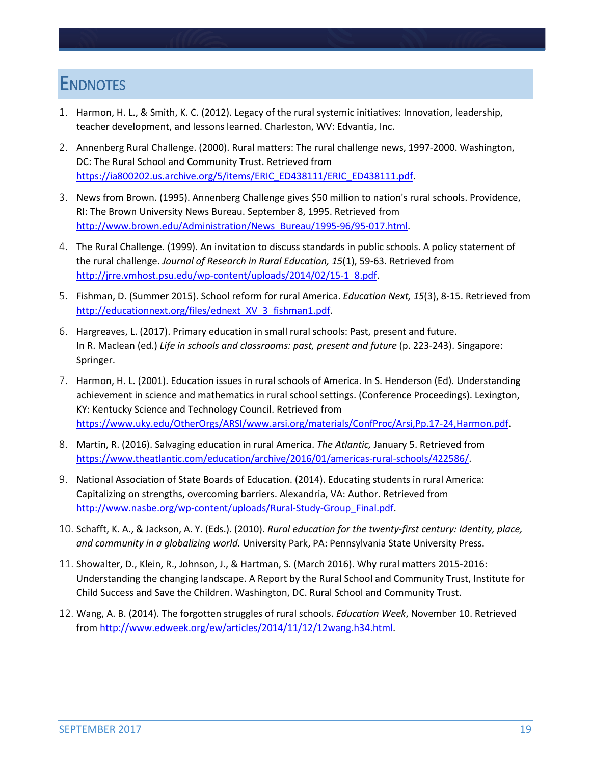# Endnotes

1. Harmon, H. L., & Smith, K. C. (2012). Legacy of the rural systemic initiatives: Innovation, leadership, teacher development, and lessons learned. Charleston, WV: Edvantia, Inc.
2. Annenberg Rural Challenge. (2000). Rural matters: The rural challenge news, 1997-2000. Washington, DC: The Rural School and Community Trust. Retrieved from https://ia800202.us.archive.org/5/items/ERIC_ED438111/ERIC_ED438111.pdf.
3. News from Brown. (1995). Annenberg Challenge gives $50 million to nation's rural schools. Providence, RI: The Brown University News Bureau. September 8, 1995. Retrieved from http://www.brown.edu/Administration/News_Bureau/1995-96/95-017.html.
4. The Rural Challenge. (1999). An invitation to discuss standards in public schools. A policy statement of the rural challenge. *Journal of Research in Rural Education, 15*(1), 59-63. Retrieved from http://jrre.vmhost.psu.edu/wp-content/uploads/2014/02/15-1_8.pdf.
5. Fishman, D. (Summer 2015). School reform for rural America. *Education Next, 15*(3), 8-15. Retrieved from http://educationnext.org/files/ednext_XV_3_fishman1.pdf.
6. Hargreaves, L. (2017). Primary education in small rural schools: Past, present and future. In R. Maclean (ed.) *Life in schools and classrooms: past, present and future* (p. 223-243). Singapore: Springer.
7. Harmon, H. L. (2001). Education issues in rural schools of America. In S. Henderson (Ed). Understanding achievement in science and mathematics in rural school settings. (Conference Proceedings). Lexington, KY: Kentucky Science and Technology Council. Retrieved from https://www.uky.edu/OtherOrgs/ARSI/www.arsi.org/materials/ConfProc/Arsi,Pp.17-24,Harmon.pdf.
8. Martin, R. (2016). Salvaging education in rural America. *The Atlantic,* January 5. Retrieved from https://www.theatlantic.com/education/archive/2016/01/americas-rural-schools/422586/.
9. National Association of State Boards of Education. (2014). Educating students in rural America: Capitalizing on strengths, overcoming barriers. Alexandria, VA: Author. Retrieved from http://www.nasbe.org/wp-content/uploads/Rural-Study-Group_Final.pdf.
10. Schafft, K. A., & Jackson, A. Y. (Eds.). (2010). *Rural education for the twenty-first century: Identity, place, and community in a globalizing world.* University Park, PA: Pennsylvania State University Press.
11. Showalter, D., Klein, R., Johnson, J., & Hartman, S. (March 2016). Why rural matters 2015-2016: Understanding the changing landscape. A Report by the Rural School and Community Trust, Institute for Child Success and Save the Children. Washington, DC. Rural School and Community Trust.
12. Wang, A. B. (2014). The forgotten struggles of rural schools. *Education Week*, November 10. Retrieved from http://www.edweek.org/ew/articles/2014/11/12/12wang.h34.html.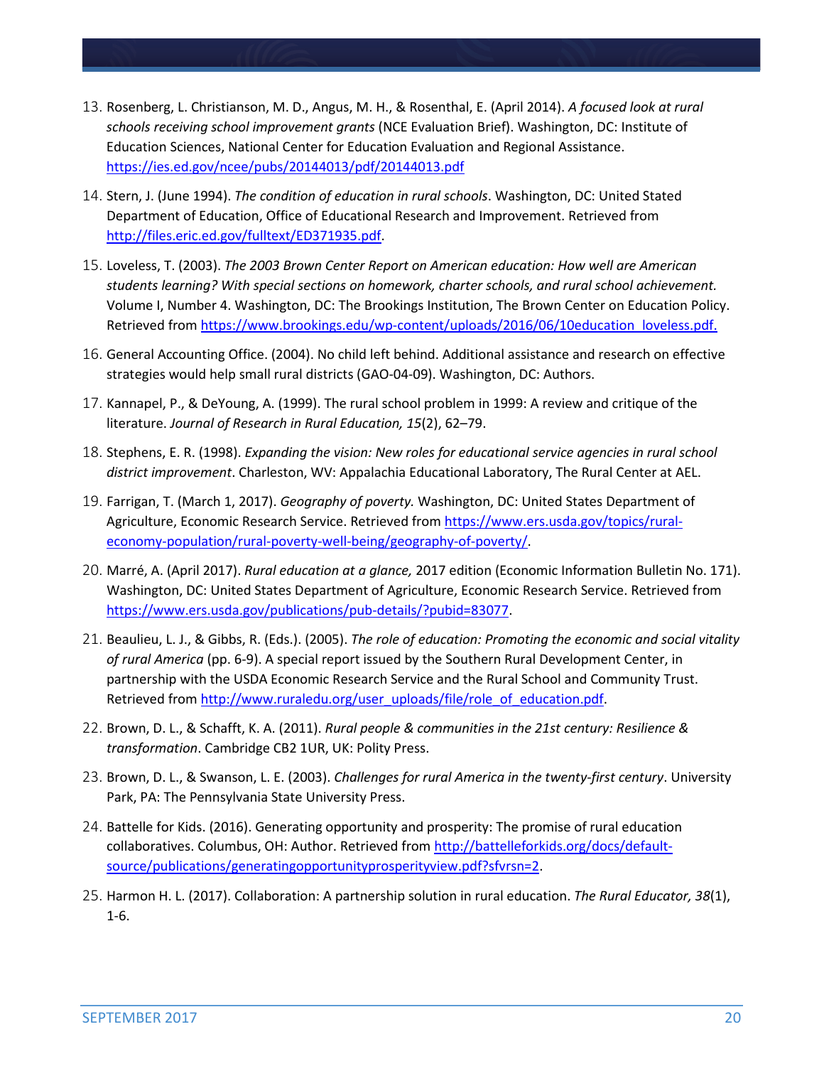13. Rosenberg, L. Christianson, M. D., Angus, M. H., & Rosenthal, E. (April 2014). *A focused look at rural schools receiving school improvement grants* (NCE Evaluation Brief). Washington, DC: Institute of Education Sciences, National Center for Education Evaluation and Regional Assistance. https://ies.ed.gov/ncee/pubs/20144013/pdf/20144013.pdf

14. Stern, J. (June 1994). *The condition of education in rural schools*. Washington, DC: United Stated Department of Education, Office of Educational Research and Improvement. Retrieved from http://files.eric.ed.gov/fulltext/ED371935.pdf.

15. Loveless, T. (2003). *The 2003 Brown Center Report on American education: How well are American students learning? With special sections on homework, charter schools, and rural school achievement.* Volume I, Number 4. Washington, DC: The Brookings Institution, The Brown Center on Education Policy. Retrieved from https://www.brookings.edu/wp-content/uploads/2016/06/10education_loveless.pdf.

16. General Accounting Office. (2004). No child left behind. Additional assistance and research on effective strategies would help small rural districts (GAO-04-09). Washington, DC: Authors.

17. Kannapel, P., & DeYoung, A. (1999). The rural school problem in 1999: A review and critique of the literature. *Journal of Research in Rural Education, 15*(2), 62–79.

18. Stephens, E. R. (1998). *Expanding the vision: New roles for educational service agencies in rural school district improvement*. Charleston, WV: Appalachia Educational Laboratory, The Rural Center at AEL.

19. Farrigan, T. (March 1, 2017). *Geography of poverty.* Washington, DC: United States Department of Agriculture, Economic Research Service. Retrieved from https://www.ers.usda.gov/topics/rural-economy-population/rural-poverty-well-being/geography-of-poverty/.

20. Marré, A. (April 2017). *Rural education at a glance,* 2017 edition (Economic Information Bulletin No. 171). Washington, DC: United States Department of Agriculture, Economic Research Service. Retrieved from https://www.ers.usda.gov/publications/pub-details/?pubid=83077.

21. Beaulieu, L. J., & Gibbs, R. (Eds.). (2005). *The role of education: Promoting the economic and social vitality of rural America* (pp. 6-9). A special report issued by the Southern Rural Development Center, in partnership with the USDA Economic Research Service and the Rural School and Community Trust. Retrieved from http://www.ruraledu.org/user_uploads/file/role_of_education.pdf.

22. Brown, D. L., & Schafft, K. A. (2011). *Rural people & communities in the 21st century: Resilience & transformation*. Cambridge CB2 1UR, UK: Polity Press.

23. Brown, D. L., & Swanson, L. E. (2003). *Challenges for rural America in the twenty-first century*. University Park, PA: The Pennsylvania State University Press.

24. Battelle for Kids. (2016). Generating opportunity and prosperity: The promise of rural education collaboratives. Columbus, OH: Author. Retrieved from http://battelleforkids.org/docs/default-source/publications/generatingopportunityprosperityview.pdf?sfvrsn=2.

25. Harmon H. L. (2017). Collaboration: A partnership solution in rural education. *The Rural Educator, 38*(1), 1-6.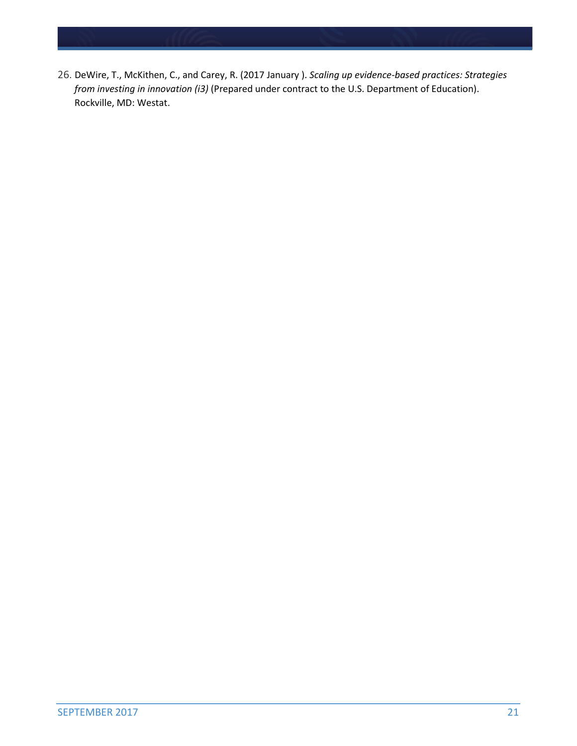26. DeWire, T., McKithen, C., and Carey, R. (2017 January ). *Scaling up evidence-based practices: Strategies from investing in innovation (i3)* (Prepared under contract to the U.S. Department of Education). Rockville, MD: Westat.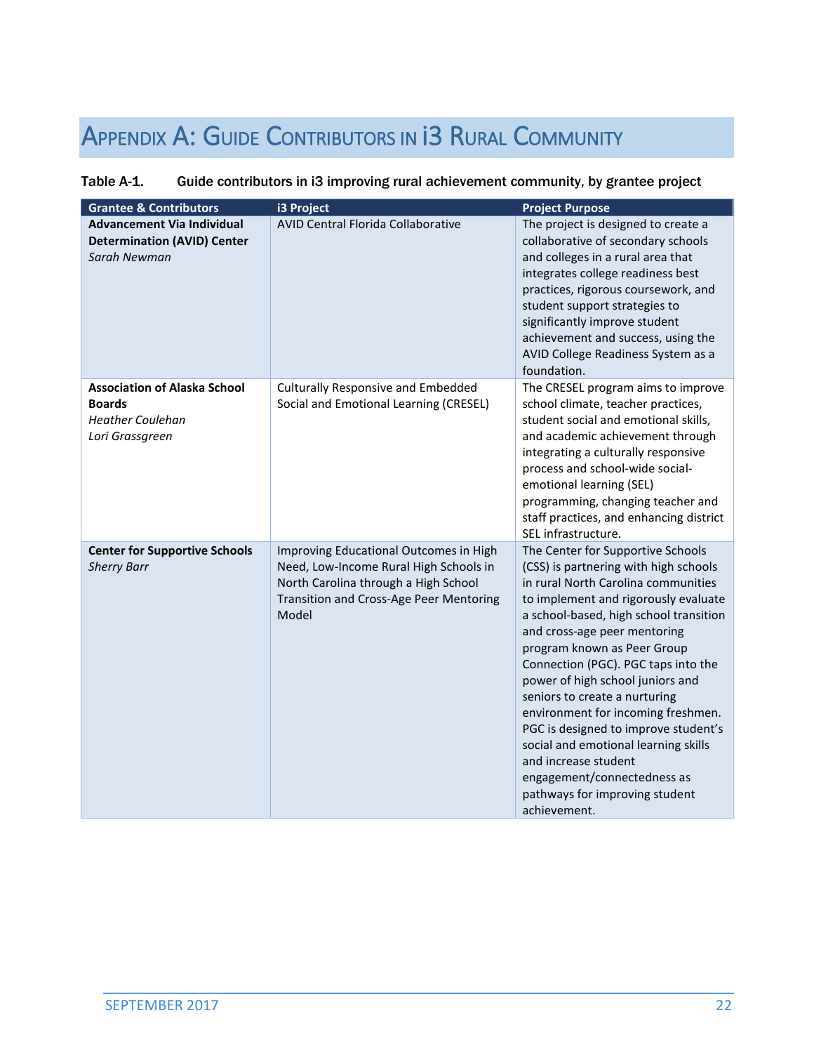# Appendix A: Guide Contributors in i3 Rural Community

**Table A-1. Guide contributors in i3 improving rural achievement community, by grantee project**

| Grantee & Contributors | i3 Project | Project Purpose |
|---|---|---|
| **Advancement Via Individual Determination (AVID) Center**<br>*Sarah Newman* | AVID Central Florida Collaborative | The project is designed to create a collaborative of secondary schools and colleges in a rural area that integrates college readiness best practices, rigorous coursework, and student support strategies to significantly improve student achievement and success, using the AVID College Readiness System as a foundation. |
| **Association of Alaska School Boards**<br>*Heather Coulehan*<br>*Lori Grassgreen* | Culturally Responsive and Embedded Social and Emotional Learning (CRESEL) | The CRESEL program aims to improve school climate, teacher practices, student social and emotional skills, and academic achievement through integrating a culturally responsive process and school-wide social-emotional learning (SEL) programming, changing teacher and staff practices, and enhancing district SEL infrastructure. |
| **Center for Supportive Schools**<br>*Sherry Barr* | Improving Educational Outcomes in High Need, Low-Income Rural High Schools in North Carolina through a High School Transition and Cross-Age Peer Mentoring Model | The Center for Supportive Schools (CSS) is partnering with high schools in rural North Carolina communities to implement and rigorously evaluate a school-based, high school transition and cross-age peer mentoring program known as Peer Group Connection (PGC). PGC taps into the power of high school juniors and seniors to create a nurturing environment for incoming freshmen. PGC is designed to improve student's social and emotional learning skills and increase student engagement/connectedness as pathways for improving student achievement. |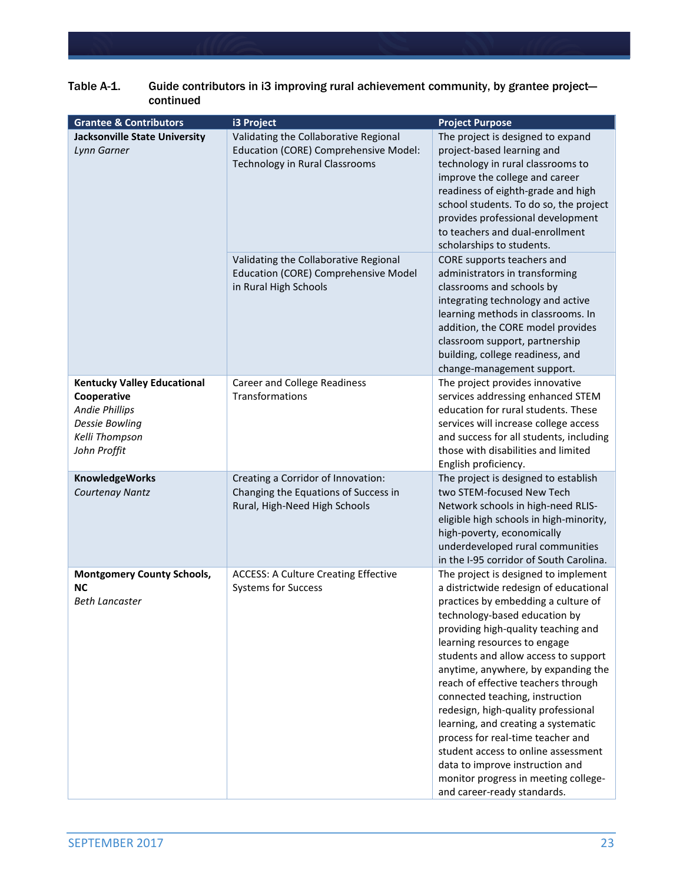Table A-1. Guide contributors in i3 improving rural achievement community, by grantee project—continued

| Grantee & Contributors | i3 Project | Project Purpose |
|---|---|---|
| **Jacksonville State University**<br>*Lynn Garner* | Validating the Collaborative Regional Education (CORE) Comprehensive Model: Technology in Rural Classrooms | The project is designed to expand project-based learning and technology in rural classrooms to improve the college and career readiness of eighth-grade and high school students. To do so, the project provides professional development to teachers and dual-enrollment scholarships to students. |
| | Validating the Collaborative Regional Education (CORE) Comprehensive Model in Rural High Schools | CORE supports teachers and administrators in transforming classrooms and schools by integrating technology and active learning methods in classrooms. In addition, the CORE model provides classroom support, partnership building, college readiness, and change-management support. |
| **Kentucky Valley Educational Cooperative**<br>*Andie Phillips*<br>*Dessie Bowling*<br>*Kelli Thompson*<br>*John Proffit* | Career and College Readiness Transformations | The project provides innovative services addressing enhanced STEM education for rural students. These services will increase college access and success for all students, including those with disabilities and limited English proficiency. |
| **KnowledgeWorks**<br>*Courtenay Nantz* | Creating a Corridor of Innovation: Changing the Equations of Success in Rural, High-Need High Schools | The project is designed to establish two STEM-focused New Tech Network schools in high-need RLIS-eligible high schools in high-minority, high-poverty, economically underdeveloped rural communities in the I-95 corridor of South Carolina. |
| **Montgomery County Schools, NC**<br>*Beth Lancaster* | ACCESS: A Culture Creating Effective Systems for Success | The project is designed to implement a districtwide redesign of educational practices by embedding a culture of technology-based education by providing high-quality teaching and learning resources to engage students and allow access to support anytime, anywhere, by expanding the reach of effective teachers through connected teaching, instruction redesign, high-quality professional learning, and creating a systematic process for real-time teacher and student access to online assessment data to improve instruction and monitor progress in meeting college- and career-ready standards. |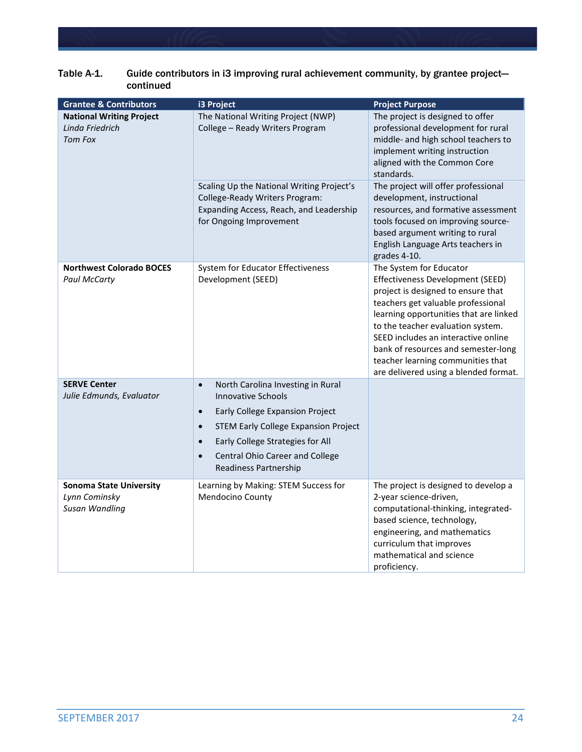Table A-1. Guide contributors in i3 improving rural achievement community, by grantee project—continued

| Grantee & Contributors | i3 Project | Project Purpose |
|---|---|---|
| **National Writing Project**<br>*Linda Friedrich*<br>*Tom Fox* | The National Writing Project (NWP) College – Ready Writers Program | The project is designed to offer professional development for rural middle- and high school teachers to implement writing instruction aligned with the Common Core standards. |
| | Scaling Up the National Writing Project's College-Ready Writers Program: Expanding Access, Reach, and Leadership for Ongoing Improvement | The project will offer professional development, instructional resources, and formative assessment tools focused on improving source-based argument writing to rural English Language Arts teachers in grades 4-10. |
| **Northwest Colorado BOCES**<br>*Paul McCarty* | System for Educator Effectiveness Development (SEED) | The System for Educator Effectiveness Development (SEED) project is designed to ensure that teachers get valuable professional learning opportunities that are linked to the teacher evaluation system. SEED includes an interactive online bank of resources and semester-long teacher learning communities that are delivered using a blended format. |
| **SERVE Center**<br>*Julie Edmunds, Evaluator* | • North Carolina Investing in Rural Innovative Schools<br>• Early College Expansion Project<br>• STEM Early College Expansion Project<br>• Early College Strategies for All<br>• Central Ohio Career and College Readiness Partnership | |
| **Sonoma State University**<br>*Lynn Cominsky*<br>*Susan Wandling* | Learning by Making: STEM Success for Mendocino County | The project is designed to develop a 2-year science-driven, computational-thinking, integrated-based science, technology, engineering, and mathematics curriculum that improves mathematical and science proficiency. |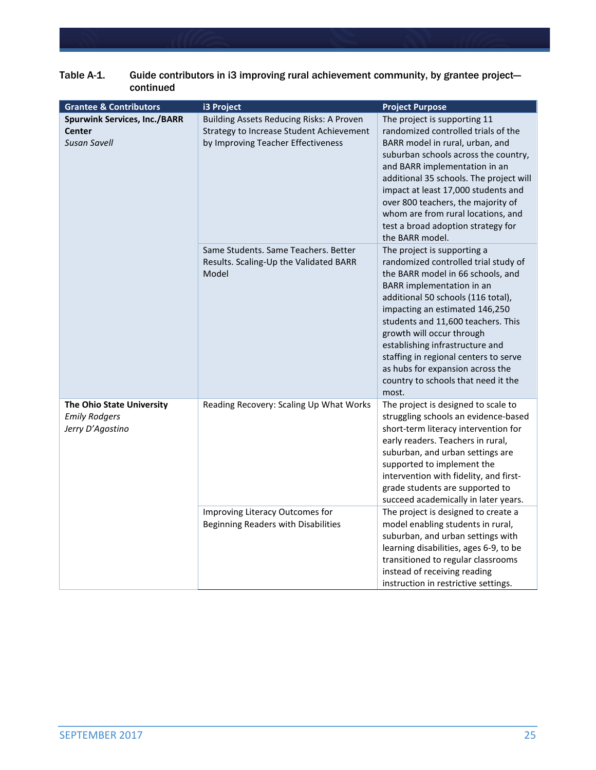Table A-1. Guide contributors in i3 improving rural achievement community, by grantee project—continued

| Grantee & Contributors | i3 Project | Project Purpose |
|---|---|---|
| **Spurwink Services, Inc./BARR Center**<br>*Susan Savell* | Building Assets Reducing Risks: A Proven Strategy to Increase Student Achievement by Improving Teacher Effectiveness | The project is supporting 11 randomized controlled trials of the BARR model in rural, urban, and suburban schools across the country, and BARR implementation in an additional 35 schools. The project will impact at least 17,000 students and over 800 teachers, the majority of whom are from rural locations, and test a broad adoption strategy for the BARR model. |
| | Same Students. Same Teachers. Better Results. Scaling-Up the Validated BARR Model | The project is supporting a randomized controlled trial study of the BARR model in 66 schools, and BARR implementation in an additional 50 schools (116 total), impacting an estimated 146,250 students and 11,600 teachers. This growth will occur through establishing infrastructure and staffing in regional centers to serve as hubs for expansion across the country to schools that need it the most. |
| **The Ohio State University**<br>*Emily Rodgers*<br>*Jerry D'Agostino* | Reading Recovery: Scaling Up What Works | The project is designed to scale to struggling schools an evidence-based short-term literacy intervention for early readers. Teachers in rural, suburban, and urban settings are supported to implement the intervention with fidelity, and first-grade students are supported to succeed academically in later years. |
| | Improving Literacy Outcomes for Beginning Readers with Disabilities | The project is designed to create a model enabling students in rural, suburban, and urban settings with learning disabilities, ages 6-9, to be transitioned to regular classrooms instead of receiving reading instruction in restrictive settings. |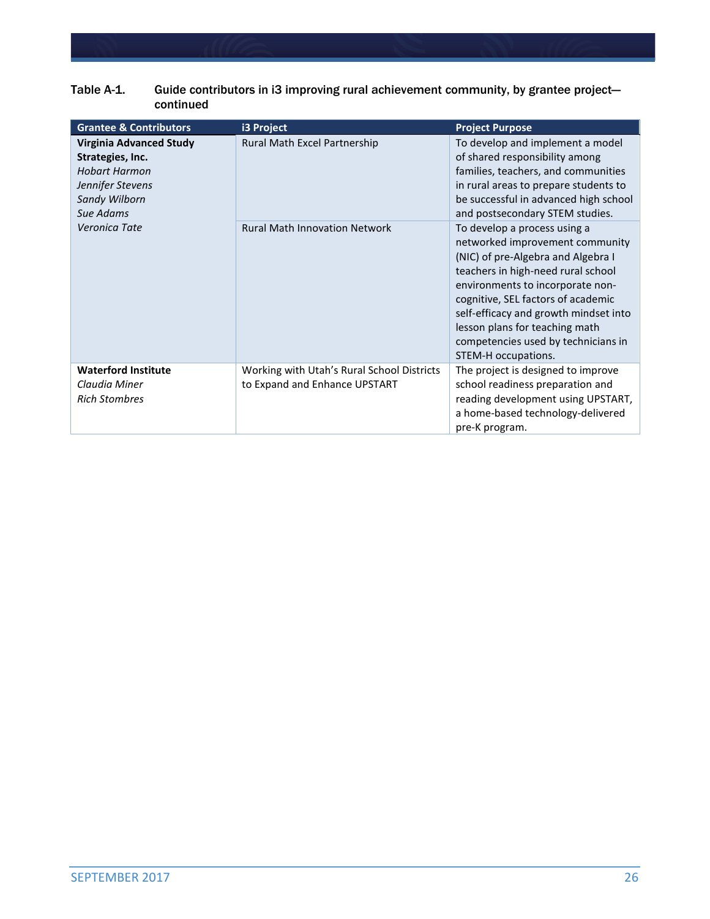Table A-1. Guide contributors in i3 improving rural achievement community, by grantee project—continued

| Grantee & Contributors | i3 Project | Project Purpose |
|---|---|---|
| **Virginia Advanced Study Strategies, Inc.**<br>*Hobart Harmon*<br>*Jennifer Stevens*<br>*Sandy Wilborn*<br>*Sue Adams*<br>*Veronica Tate* | Rural Math Excel Partnership | To develop and implement a model of shared responsibility among families, teachers, and communities in rural areas to prepare students to be successful in advanced high school and postsecondary STEM studies. |
| | Rural Math Innovation Network | To develop a process using a networked improvement community (NIC) of pre-Algebra and Algebra I teachers in high-need rural school environments to incorporate non-cognitive, SEL factors of academic self-efficacy and growth mindset into lesson plans for teaching math competencies used by technicians in STEM-H occupations. |
| **Waterford Institute**<br>*Claudia Miner*<br>*Rich Stombres* | Working with Utah's Rural School Districts to Expand and Enhance UPSTART | The project is designed to improve school readiness preparation and reading development using UPSTART, a home-based technology-delivered pre-K program. |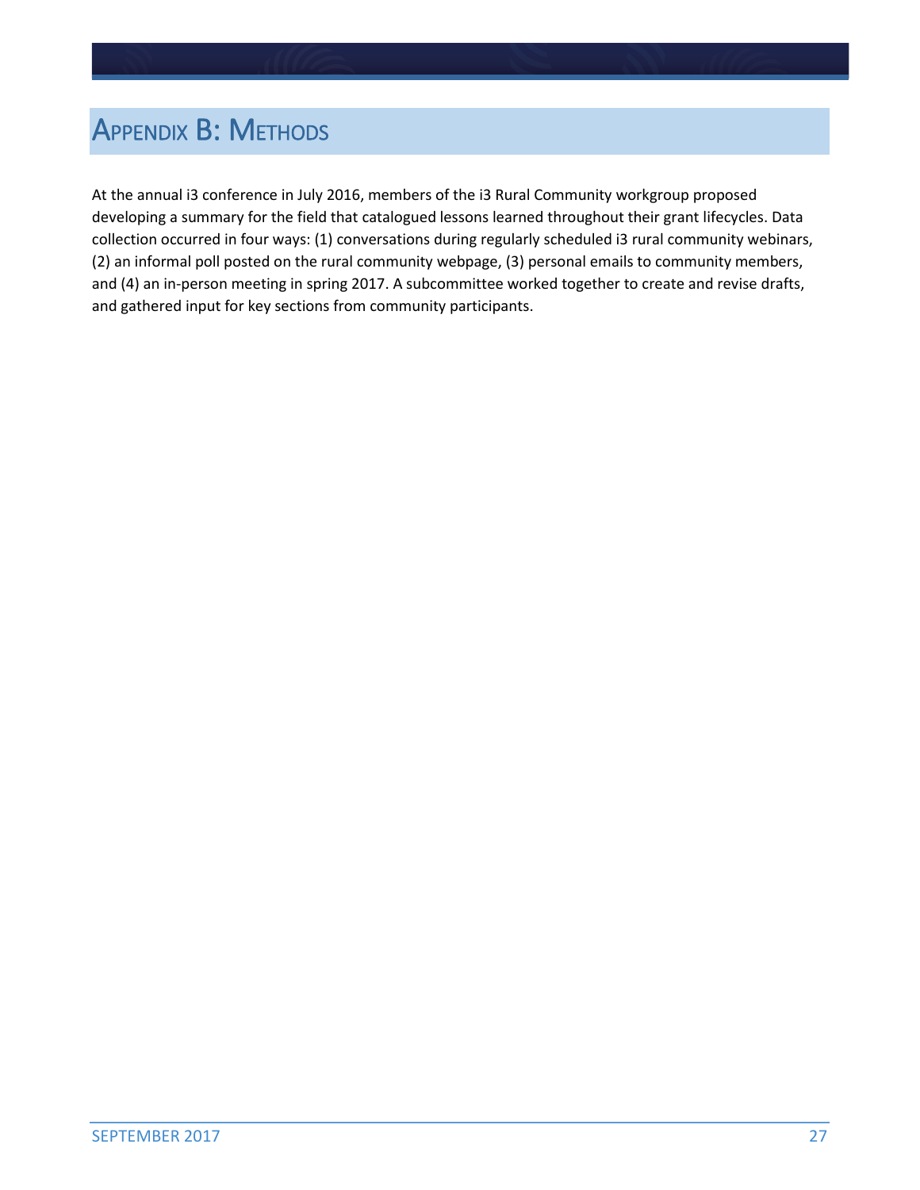# Appendix B: Methods

At the annual i3 conference in July 2016, members of the i3 Rural Community workgroup proposed developing a summary for the field that catalogued lessons learned throughout their grant lifecycles. Data collection occurred in four ways: (1) conversations during regularly scheduled i3 rural community webinars, (2) an informal poll posted on the rural community webpage, (3) personal emails to community members, and (4) an in-person meeting in spring 2017. A subcommittee worked together to create and revise drafts, and gathered input for key sections from community participants.